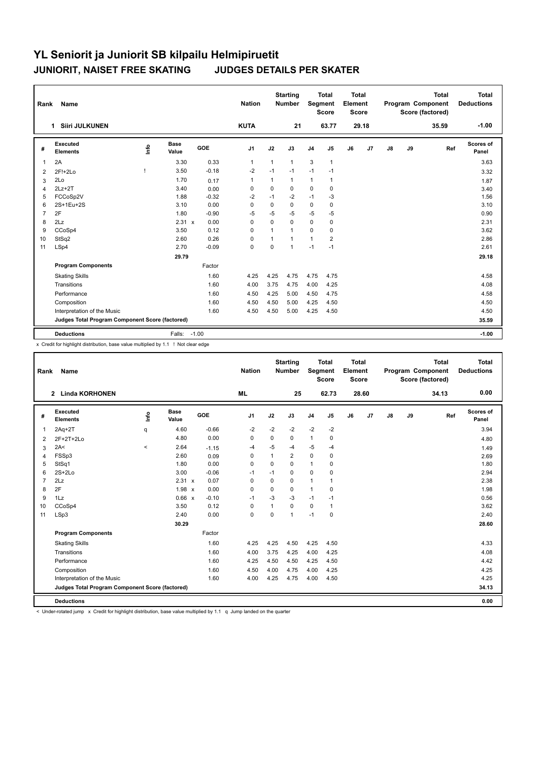# YL Seniorit ja Juniorit SB kilpailu Helmipiruetit

## JUNIORIT, NAISET FREE SKATING JUDGES DETAILS PER SKATER

| Rank | Name | Nation | Starting Number | Total Segment Score | Total Element Score | Total Program Component Score (factored) | Total Deductions |
|---|---|---|---|---|---|---|---|
| 1 | Siiri JULKUNEN | KUTA | 21 | 63.77 | 29.18 | 35.59 | -1.00 |

| # | Executed Elements | Info | Base Value | | GOE | J1 | J2 | J3 | J4 | J5 | J6 | J7 | J8 | J9 | Ref | Scores of Panel |
|---|---|---|---|---|---|---|---|---|---|---|---|---|---|---|---|---|
| 1 | 2A | | 3.30 | | 0.33 | 1 | 1 | 1 | 3 | 1 | | | | | | 3.63 |
| 2 | 2F!+2Lo | ! | 3.50 | | -0.18 | -2 | -1 | -1 | -1 | -1 | | | | | | 3.32 |
| 3 | 2Lo | | 1.70 | | 0.17 | 1 | 1 | 1 | 1 | 1 | | | | | | 1.87 |
| 4 | 2Lz+2T | | 3.40 | | 0.00 | 0 | 0 | 0 | 0 | 0 | | | | | | 3.40 |
| 5 | FCCoSp2V | | 1.88 | | -0.32 | -2 | -1 | -2 | -1 | -3 | | | | | | 1.56 |
| 6 | 2S+1Eu+2S | | 3.10 | | 0.00 | 0 | 0 | 0 | 0 | 0 | | | | | | 3.10 |
| 7 | 2F | | 1.80 | | -0.90 | -5 | -5 | -5 | -5 | -5 | | | | | | 0.90 |
| 8 | 2Lz | | 2.31 | x | 0.00 | 0 | 0 | 0 | 0 | 0 | | | | | | 2.31 |
| 9 | CCoSp4 | | 3.50 | | 0.12 | 0 | 1 | 1 | 0 | 0 | | | | | | 3.62 |
| 10 | StSq2 | | 2.60 | | 0.26 | 0 | 1 | 1 | 1 | 2 | | | | | | 2.86 |
| 11 | LSp4 | | 2.70 | | -0.09 | 0 | 0 | 1 | -1 | -1 | | | | | | 2.61 |
| | | | 29.79 | | | | | | | | | | | | | 29.18 |
| | **Program Components** | | | | Factor | | | | | | | | | | | |
| | Skating Skills | | | | 1.60 | 4.25 | 4.25 | 4.75 | 4.75 | 4.75 | | | | | | 4.58 |
| | Transitions | | | | 1.60 | 4.00 | 3.75 | 4.75 | 4.00 | 4.25 | | | | | | 4.08 |
| | Performance | | | | 1.60 | 4.50 | 4.25 | 5.00 | 4.50 | 4.75 | | | | | | 4.58 |
| | Composition | | | | 1.60 | 4.50 | 4.50 | 5.00 | 4.25 | 4.50 | | | | | | 4.50 |
| | Interpretation of the Music | | | | 1.60 | 4.50 | 4.50 | 5.00 | 4.25 | 4.50 | | | | | | 4.50 |
| | **Judges Total Program Component Score (factored)** | | | | | | | | | | | | | | | 35.59 |
| | **Deductions** | | Falls: | | -1.00 | | | | | | | | | | | -1.00 |

x Credit for highlight distribution, base value multiplied by 1.1 ! Not clear edge

| Rank | Name | Nation | Starting Number | Total Segment Score | Total Element Score | Total Program Component Score (factored) | Total Deductions |
|---|---|---|---|---|---|---|---|
| 2 | Linda KORHONEN | ML | 25 | 62.73 | 28.60 | 34.13 | 0.00 |

| # | Executed Elements | Info | Base Value | | GOE | J1 | J2 | J3 | J4 | J5 | J6 | J7 | J8 | J9 | Ref | Scores of Panel |
|---|---|---|---|---|---|---|---|---|---|---|---|---|---|---|---|---|
| 1 | 2Aq+2T | q | 4.60 | | -0.66 | -2 | -2 | -2 | -2 | -2 | | | | | | 3.94 |
| 2 | 2F+2T+2Lo | | 4.80 | | 0.00 | 0 | 0 | 0 | 1 | 0 | | | | | | 4.80 |
| 3 | 2A< | < | 2.64 | | -1.15 | -4 | -5 | -4 | -5 | -4 | | | | | | 1.49 |
| 4 | FSSp3 | | 2.60 | | 0.09 | 0 | 1 | 2 | 0 | 0 | | | | | | 2.69 |
| 5 | StSq1 | | 1.80 | | 0.00 | 0 | 0 | 0 | 1 | 0 | | | | | | 1.80 |
| 6 | 2S+2Lo | | 3.00 | | -0.06 | -1 | -1 | 0 | 0 | 0 | | | | | | 2.94 |
| 7 | 2Lz | | 2.31 | x | 0.07 | 0 | 0 | 0 | 1 | 1 | | | | | | 2.38 |
| 8 | 2F | | 1.98 | x | 0.00 | 0 | 0 | 0 | 1 | 0 | | | | | | 1.98 |
| 9 | 1Lz | | 0.66 | x | -0.10 | -1 | -3 | -3 | -1 | -1 | | | | | | 0.56 |
| 10 | CCoSp4 | | 3.50 | | 0.12 | 0 | 1 | 0 | 0 | 1 | | | | | | 3.62 |
| 11 | LSp3 | | 2.40 | | 0.00 | 0 | 0 | 1 | -1 | 0 | | | | | | 2.40 |
| | | | 30.29 | | | | | | | | | | | | | 28.60 |
| | **Program Components** | | | | Factor | | | | | | | | | | | |
| | Skating Skills | | | | 1.60 | 4.25 | 4.25 | 4.50 | 4.25 | 4.50 | | | | | | 4.33 |
| | Transitions | | | | 1.60 | 4.00 | 3.75 | 4.25 | 4.00 | 4.25 | | | | | | 4.08 |
| | Performance | | | | 1.60 | 4.25 | 4.50 | 4.50 | 4.25 | 4.50 | | | | | | 4.42 |
| | Composition | | | | 1.60 | 4.50 | 4.00 | 4.75 | 4.00 | 4.25 | | | | | | 4.25 |
| | Interpretation of the Music | | | | 1.60 | 4.00 | 4.25 | 4.75 | 4.00 | 4.50 | | | | | | 4.25 |
| | **Judges Total Program Component Score (factored)** | | | | | | | | | | | | | | | 34.13 |
| | **Deductions** | | | | | | | | | | | | | | | 0.00 |

< Under-rotated jump x Credit for highlight distribution, base value multiplied by 1.1 q Jump landed on the quarter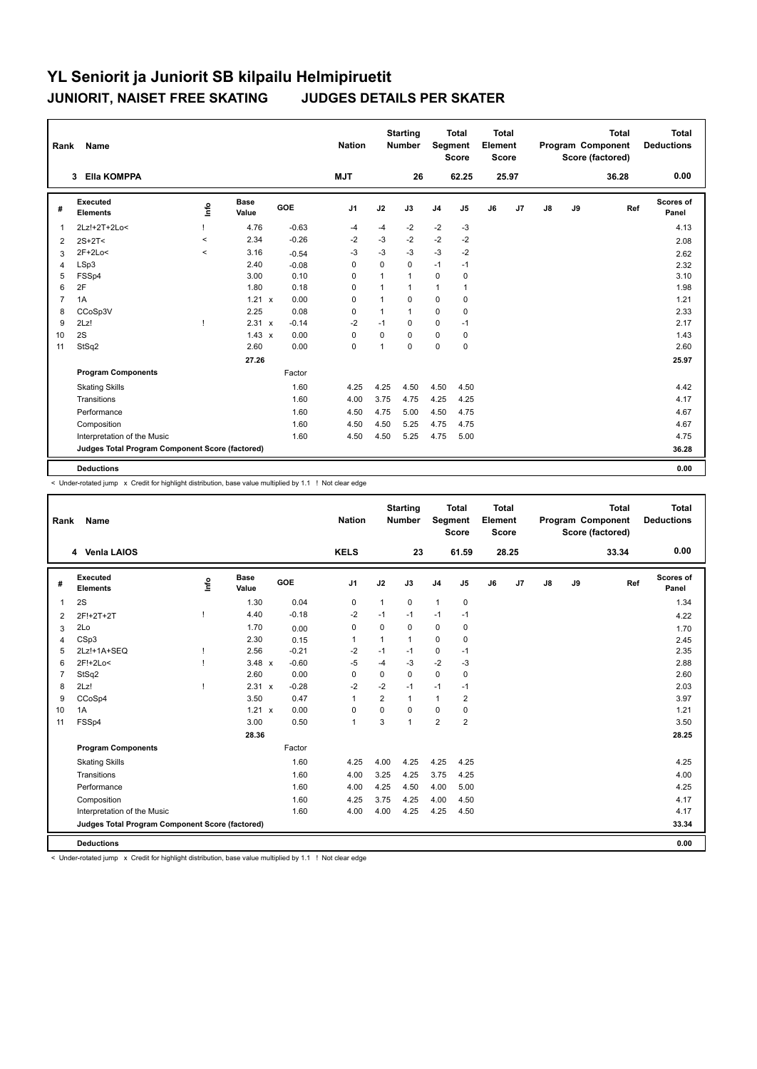# YL Seniorit ja Juniorit SB kilpailu Helmipiruetit

## JUNIORIT, NAISET FREE SKATING JUDGES DETAILS PER SKATER

| Rank | Name | Nation | Starting Number | Total Segment Score | Total Element Score | Total Program Component Score (factored) | Total Deductions |
|---|---|---|---|---|---|---|---|
| 3 | Ella KOMPPA | MJT | 26 | 62.25 | 25.97 | 36.28 | 0.00 |

| # | Executed Elements | Info | Base Value | | GOE | J1 | J2 | J3 | J4 | J5 | J6 | J7 | J8 | J9 | Ref | Scores of Panel |
|---|---|---|---|---|---|---|---|---|---|---|---|---|---|---|---|---|
| 1 | 2Lz!+2T+2Lo< | ! | 4.76 | | -0.63 | -4 | -4 | -2 | -2 | -3 | | | | | | 4.13 |
| 2 | 2S+2T< | < | 2.34 | | -0.26 | -2 | -3 | -2 | -2 | -2 | | | | | | 2.08 |
| 3 | 2F+2Lo< | < | 3.16 | | -0.54 | -3 | -3 | -3 | -3 | -2 | | | | | | 2.62 |
| 4 | LSp3 | | 2.40 | | -0.08 | 0 | 0 | 0 | -1 | -1 | | | | | | 2.32 |
| 5 | FSSp4 | | 3.00 | | 0.10 | 0 | 1 | 1 | 0 | 0 | | | | | | 3.10 |
| 6 | 2F | | 1.80 | | 0.18 | 0 | 1 | 1 | 1 | 1 | | | | | | 1.98 |
| 7 | 1A | | 1.21 | x | 0.00 | 0 | 1 | 0 | 0 | 0 | | | | | | 1.21 |
| 8 | CCoSp3V | | 2.25 | | 0.08 | 0 | 1 | 1 | 0 | 0 | | | | | | 2.33 |
| 9 | 2Lz! | ! | 2.31 | x | -0.14 | -2 | -1 | 0 | 0 | -1 | | | | | | 2.17 |
| 10 | 2S | | 1.43 | x | 0.00 | 0 | 0 | 0 | 0 | 0 | | | | | | 1.43 |
| 11 | StSq2 | | 2.60 | | 0.00 | 0 | 1 | 0 | 0 | 0 | | | | | | 2.60 |
| | | | 27.26 | | | | | | | | | | | | | 25.97 |
| | **Program Components** | | | | Factor | | | | | | | | | | | |
| | Skating Skills | | | | 1.60 | 4.25 | 4.25 | 4.50 | 4.50 | 4.50 | | | | | | 4.42 |
| | Transitions | | | | 1.60 | 4.00 | 3.75 | 4.75 | 4.25 | 4.25 | | | | | | 4.17 |
| | Performance | | | | 1.60 | 4.50 | 4.75 | 5.00 | 4.50 | 4.75 | | | | | | 4.67 |
| | Composition | | | | 1.60 | 4.50 | 4.50 | 5.25 | 4.75 | 4.75 | | | | | | 4.67 |
| | Interpretation of the Music | | | | 1.60 | 4.50 | 4.50 | 5.25 | 4.75 | 5.00 | | | | | | 4.75 |
| | **Judges Total Program Component Score (factored)** | | | | | | | | | | | | | | | 36.28 |
| | **Deductions** | | | | | | | | | | | | | | | 0.00 |

< Under-rotated jump x Credit for highlight distribution, base value multiplied by 1.1 ! Not clear edge

| Rank | Name | Nation | Starting Number | Total Segment Score | Total Element Score | Total Program Component Score (factored) | Total Deductions |
|---|---|---|---|---|---|---|---|
| 4 | Venla LAIOS | KELS | 23 | 61.59 | 28.25 | 33.34 | 0.00 |

| # | Executed Elements | Info | Base Value | | GOE | J1 | J2 | J3 | J4 | J5 | J6 | J7 | J8 | J9 | Ref | Scores of Panel |
|---|---|---|---|---|---|---|---|---|---|---|---|---|---|---|---|---|
| 1 | 2S | | 1.30 | | 0.04 | 0 | 1 | 0 | 1 | 0 | | | | | | 1.34 |
| 2 | 2F!+2T+2T | ! | 4.40 | | -0.18 | -2 | -1 | -1 | -1 | -1 | | | | | | 4.22 |
| 3 | 2Lo | | 1.70 | | 0.00 | 0 | 0 | 0 | 0 | 0 | | | | | | 1.70 |
| 4 | CSp3 | | 2.30 | | 0.15 | 1 | 1 | 1 | 0 | 0 | | | | | | 2.45 |
| 5 | 2Lz!+1A+SEQ | ! | 2.56 | | -0.21 | -2 | -1 | -1 | 0 | -1 | | | | | | 2.35 |
| 6 | 2F!+2Lo< | ! | 3.48 | x | -0.60 | -5 | -4 | -3 | -2 | -3 | | | | | | 2.88 |
| 7 | StSq2 | | 2.60 | | 0.00 | 0 | 0 | 0 | 0 | 0 | | | | | | 2.60 |
| 8 | 2Lz! | ! | 2.31 | x | -0.28 | -2 | -2 | -1 | -1 | -1 | | | | | | 2.03 |
| 9 | CCoSp4 | | 3.50 | | 0.47 | 1 | 2 | 1 | 1 | 2 | | | | | | 3.97 |
| 10 | 1A | | 1.21 | x | 0.00 | 0 | 0 | 0 | 0 | 0 | | | | | | 1.21 |
| 11 | FSSp4 | | 3.00 | | 0.50 | 1 | 3 | 1 | 2 | 2 | | | | | | 3.50 |
| | | | 28.36 | | | | | | | | | | | | | 28.25 |
| | **Program Components** | | | | Factor | | | | | | | | | | | |
| | Skating Skills | | | | 1.60 | 4.25 | 4.00 | 4.25 | 4.25 | 4.25 | | | | | | 4.25 |
| | Transitions | | | | 1.60 | 4.00 | 3.25 | 4.25 | 3.75 | 4.25 | | | | | | 4.00 |
| | Performance | | | | 1.60 | 4.00 | 4.25 | 4.50 | 4.00 | 5.00 | | | | | | 4.25 |
| | Composition | | | | 1.60 | 4.25 | 3.75 | 4.25 | 4.00 | 4.50 | | | | | | 4.17 |
| | Interpretation of the Music | | | | 1.60 | 4.00 | 4.00 | 4.25 | 4.25 | 4.50 | | | | | | 4.17 |
| | **Judges Total Program Component Score (factored)** | | | | | | | | | | | | | | | 33.34 |
| | **Deductions** | | | | | | | | | | | | | | | 0.00 |

< Under-rotated jump x Credit for highlight distribution, base value multiplied by 1.1 ! Not clear edge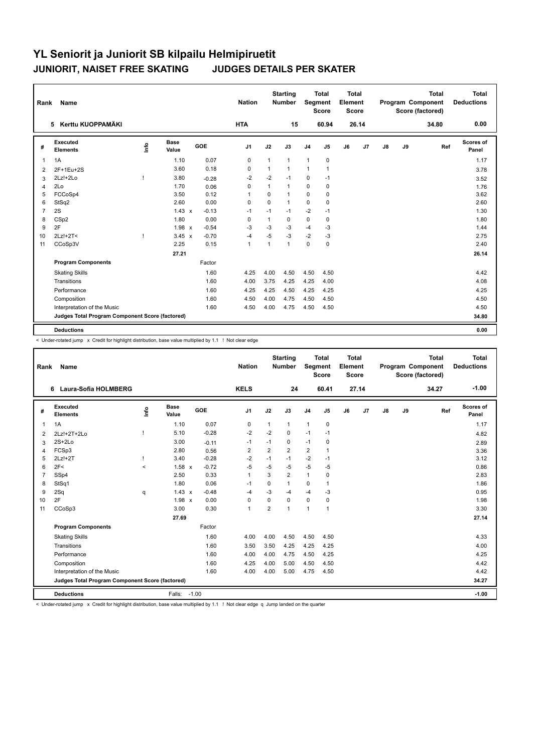# YL Seniorit ja Juniorit SB kilpailu Helmipiruetit

## JUNIORIT, NAISET FREE SKATING JUDGES DETAILS PER SKATER

| Rank | Name | Nation | Starting Number | Total Segment Score | Total Element Score | Total Program Component Score (factored) | Total Deductions |
|---|---|---|---|---|---|---|---|
| 5 | Kerttu KUOPPAMÄKI | HTA | 15 | 60.94 | 26.14 | 34.80 | 0.00 |

| # | Executed Elements | Info | Base Value | | GOE | J1 | J2 | J3 | J4 | J5 | J6 | J7 | J8 | J9 | Ref | Scores of Panel |
|---|---|---|---|---|---|---|---|---|---|---|---|---|---|---|---|---|
| 1 | 1A | | 1.10 | | 0.07 | 0 | 1 | 1 | 1 | 0 | | | | | | 1.17 |
| 2 | 2F+1Eu+2S | | 3.60 | | 0.18 | 0 | 1 | 1 | 1 | 1 | | | | | | 3.78 |
| 3 | 2Lz!+2Lo | ! | 3.80 | | -0.28 | -2 | -2 | -1 | 0 | -1 | | | | | | 3.52 |
| 4 | 2Lo | | 1.70 | | 0.06 | 0 | 1 | 1 | 0 | 0 | | | | | | 1.76 |
| 5 | FCCoSp4 | | 3.50 | | 0.12 | 1 | 0 | 1 | 0 | 0 | | | | | | 3.62 |
| 6 | StSq2 | | 2.60 | | 0.00 | 0 | 0 | 1 | 0 | 0 | | | | | | 2.60 |
| 7 | 2S | | 1.43 | x | -0.13 | -1 | -1 | -1 | -2 | -1 | | | | | | 1.30 |
| 8 | CSp2 | | 1.80 | | 0.00 | 0 | 1 | 0 | 0 | 0 | | | | | | 1.80 |
| 9 | 2F | | 1.98 | x | -0.54 | -3 | -3 | -3 | -4 | -3 | | | | | | 1.44 |
| 10 | 2Lz!+2T< | ! | 3.45 | x | -0.70 | -4 | -5 | -3 | -2 | -3 | | | | | | 2.75 |
| 11 | CCoSp3V | | 2.25 | | 0.15 | 1 | 1 | 1 | 0 | 0 | | | | | | 2.40 |
| | | | 27.21 | | | | | | | | | | | | | 26.14 |
| | **Program Components** | | | | Factor | | | | | | | | | | | |
| | Skating Skills | | | | 1.60 | 4.25 | 4.00 | 4.50 | 4.50 | 4.50 | | | | | | 4.42 |
| | Transitions | | | | 1.60 | 4.00 | 3.75 | 4.25 | 4.25 | 4.00 | | | | | | 4.08 |
| | Performance | | | | 1.60 | 4.25 | 4.25 | 4.50 | 4.25 | 4.25 | | | | | | 4.25 |
| | Composition | | | | 1.60 | 4.50 | 4.00 | 4.75 | 4.50 | 4.50 | | | | | | 4.50 |
| | Interpretation of the Music | | | | 1.60 | 4.50 | 4.00 | 4.75 | 4.50 | 4.50 | | | | | | 4.50 |
| | **Judges Total Program Component Score (factored)** | | | | | | | | | | | | | | | 34.80 |
| | **Deductions** | | | | | | | | | | | | | | | 0.00 |

< Under-rotated jump x Credit for highlight distribution, base value multiplied by 1.1 ! Not clear edge

| Rank | Name | Nation | Starting Number | Total Segment Score | Total Element Score | Total Program Component Score (factored) | Total Deductions |
|---|---|---|---|---|---|---|---|
| 6 | Laura-Sofia HOLMBERG | KELS | 24 | 60.41 | 27.14 | 34.27 | -1.00 |

| # | Executed Elements | Info | Base Value | | GOE | J1 | J2 | J3 | J4 | J5 | J6 | J7 | J8 | J9 | Ref | Scores of Panel |
|---|---|---|---|---|---|---|---|---|---|---|---|---|---|---|---|---|
| 1 | 1A | | 1.10 | | 0.07 | 0 | 1 | 1 | 1 | 0 | | | | | | 1.17 |
| 2 | 2Lz!+2T+2Lo | ! | 5.10 | | -0.28 | -2 | -2 | 0 | -1 | -1 | | | | | | 4.82 |
| 3 | 2S+2Lo | | 3.00 | | -0.11 | -1 | -1 | 0 | -1 | 0 | | | | | | 2.89 |
| 4 | FCSp3 | | 2.80 | | 0.56 | 2 | 2 | 2 | 2 | 1 | | | | | | 3.36 |
| 5 | 2Lz!+2T | ! | 3.40 | | -0.28 | -2 | -1 | -1 | -2 | -1 | | | | | | 3.12 |
| 6 | 2F< | < | 1.58 | x | -0.72 | -5 | -5 | -5 | -5 | -5 | | | | | | 0.86 |
| 7 | SSp4 | | 2.50 | | 0.33 | 1 | 3 | 2 | 1 | 0 | | | | | | 2.83 |
| 8 | StSq1 | | 1.80 | | 0.06 | -1 | 0 | 1 | 0 | 1 | | | | | | 1.86 |
| 9 | 2Sq | q | 1.43 | x | -0.48 | -4 | -3 | -4 | -4 | -3 | | | | | | 0.95 |
| 10 | 2F | | 1.98 | x | 0.00 | 0 | 0 | 0 | 0 | 0 | | | | | | 1.98 |
| 11 | CCoSp3 | | 3.00 | | 0.30 | 1 | 2 | 1 | 1 | 1 | | | | | | 3.30 |
| | | | 27.69 | | | | | | | | | | | | | 27.14 |
| | **Program Components** | | | | Factor | | | | | | | | | | | |
| | Skating Skills | | | | 1.60 | 4.00 | 4.00 | 4.50 | 4.50 | 4.50 | | | | | | 4.33 |
| | Transitions | | | | 1.60 | 3.50 | 3.50 | 4.25 | 4.25 | 4.25 | | | | | | 4.00 |
| | Performance | | | | 1.60 | 4.00 | 4.00 | 4.75 | 4.50 | 4.25 | | | | | | 4.25 |
| | Composition | | | | 1.60 | 4.25 | 4.00 | 5.00 | 4.50 | 4.50 | | | | | | 4.42 |
| | Interpretation of the Music | | | | 1.60 | 4.00 | 4.00 | 5.00 | 4.75 | 4.50 | | | | | | 4.42 |
| | **Judges Total Program Component Score (factored)** | | | | | | | | | | | | | | | 34.27 |
| | **Deductions** | | Falls: | -1.00 | | | | | | | | | | | | -1.00 |

< Under-rotated jump x Credit for highlight distribution, base value multiplied by 1.1 ! Not clear edge q Jump landed on the quarter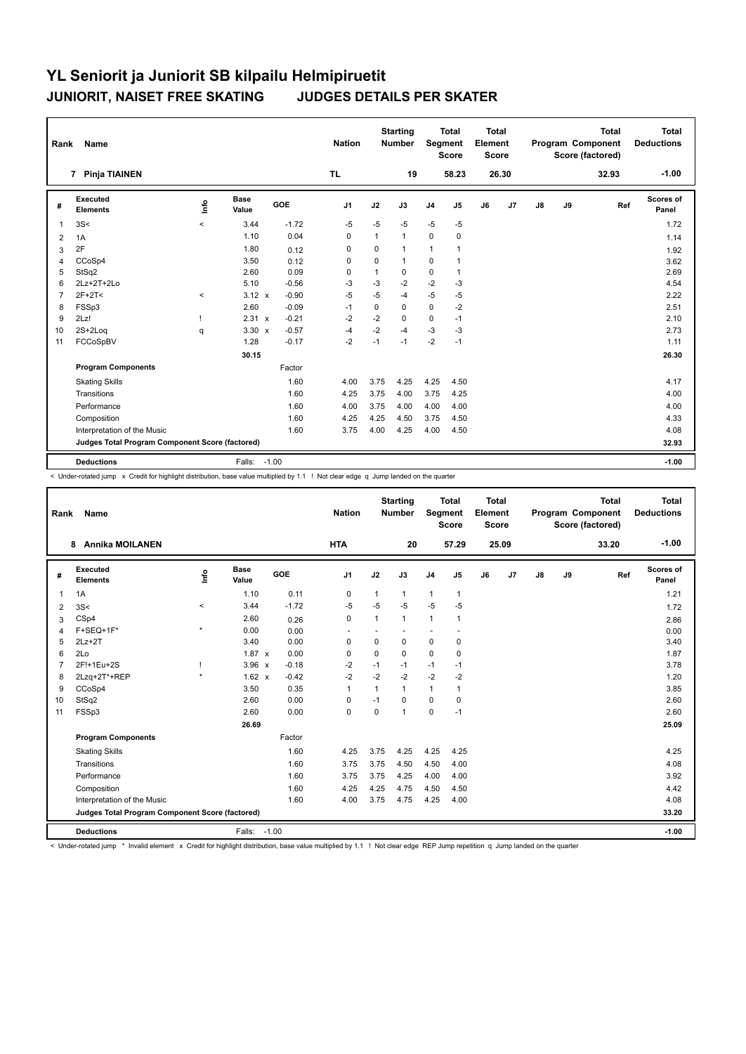# YL Seniorit ja Juniorit SB kilpailu Helmipiruetit

## JUNIORIT, NAISET FREE SKATING JUDGES DETAILS PER SKATER

| Rank | Name | Nation | Starting Number | Total Segment Score | Total Element Score | Total Program Component Score (factored) | Total Deductions |
|---|---|---|---|---|---|---|---|
| 7 | Pinja TIAINEN | TL | 19 | 58.23 | 26.30 | 32.93 | -1.00 |

| # | Executed Elements | Info | Base Value | GOE | J1 | J2 | J3 | J4 | J5 | J6 | J7 | J8 | J9 | Ref | Scores of Panel |
|---|---|---|---|---|---|---|---|---|---|---|---|---|---|---|---|
| 1 | 3S< | < | 3.44 | -1.72 | -5 | -5 | -5 | -5 | -5 | | | | | | 1.72 |
| 2 | 1A | | 1.10 | 0.04 | 0 | 1 | 1 | 0 | 0 | | | | | | 1.14 |
| 3 | 2F | | 1.80 | 0.12 | 0 | 0 | 1 | 1 | 1 | | | | | | 1.92 |
| 4 | CCoSp4 | | 3.50 | 0.12 | 0 | 0 | 1 | 0 | 1 | | | | | | 3.62 |
| 5 | StSq2 | | 2.60 | 0.09 | 0 | 1 | 0 | 0 | 1 | | | | | | 2.69 |
| 6 | 2Lz+2T+2Lo | | 5.10 | -0.56 | -3 | -3 | -2 | -2 | -3 | | | | | | 4.54 |
| 7 | 2F+2T< | < | 3.12 x | -0.90 | -5 | -5 | -4 | -5 | -5 | | | | | | 2.22 |
| 8 | FSSp3 | | 2.60 | -0.09 | -1 | 0 | 0 | 0 | -2 | | | | | | 2.51 |
| 9 | 2Lz! | ! | 2.31 x | -0.21 | -2 | -2 | 0 | 0 | -1 | | | | | | 2.10 |
| 10 | 2S+2Loq | q | 3.30 x | -0.57 | -4 | -2 | -4 | -3 | -3 | | | | | | 2.73 |
| 11 | FCCoSpBV | | 1.28 | -0.17 | -2 | -1 | -1 | -2 | -1 | | | | | | 1.11 |
| | | | 30.15 | | | | | | | | | | | | 26.30 |
| | **Program Components** | | | Factor | | | | | | | | | | | |
| | Skating Skills | | | 1.60 | 4.00 | 3.75 | 4.25 | 4.25 | 4.50 | | | | | | 4.17 |
| | Transitions | | | 1.60 | 4.25 | 3.75 | 4.00 | 3.75 | 4.25 | | | | | | 4.00 |
| | Performance | | | 1.60 | 4.00 | 3.75 | 4.00 | 4.00 | 4.00 | | | | | | 4.00 |
| | Composition | | | 1.60 | 4.25 | 4.25 | 4.50 | 3.75 | 4.50 | | | | | | 4.33 |
| | Interpretation of the Music | | | 1.60 | 3.75 | 4.00 | 4.25 | 4.00 | 4.50 | | | | | | 4.08 |
| | **Judges Total Program Component Score (factored)** | | | | | | | | | | | | | | 32.93 |
| | **Deductions** | | Falls: | -1.00 | | | | | | | | | | | -1.00 |

< Under-rotated jump x Credit for highlight distribution, base value multiplied by 1.1 ! Not clear edge q Jump landed on the quarter

| Rank | Name | Nation | Starting Number | Total Segment Score | Total Element Score | Total Program Component Score (factored) | Total Deductions |
|---|---|---|---|---|---|---|---|
| 8 | Annika MOILANEN | HTA | 20 | 57.29 | 25.09 | 33.20 | -1.00 |

| # | Executed Elements | Info | Base Value | GOE | J1 | J2 | J3 | J4 | J5 | J6 | J7 | J8 | J9 | Ref | Scores of Panel |
|---|---|---|---|---|---|---|---|---|---|---|---|---|---|---|---|
| 1 | 1A | | 1.10 | 0.11 | 0 | 1 | 1 | 1 | 1 | | | | | | 1.21 |
| 2 | 3S< | < | 3.44 | -1.72 | -5 | -5 | -5 | -5 | -5 | | | | | | 1.72 |
| 3 | CSp4 | | 2.60 | 0.26 | 0 | 1 | 1 | 1 | 1 | | | | | | 2.86 |
| 4 | F+SEQ+1F* | * | 0.00 | 0.00 | - | - | - | - | - | | | | | | 0.00 |
| 5 | 2Lz+2T | | 3.40 | 0.00 | 0 | 0 | 0 | 0 | 0 | | | | | | 3.40 |
| 6 | 2Lo | | 1.87 x | 0.00 | 0 | 0 | 0 | 0 | 0 | | | | | | 1.87 |
| 7 | 2F!+1Eu+2S | ! | 3.96 x | -0.18 | -2 | -1 | -1 | -1 | -1 | | | | | | 3.78 |
| 8 | 2Lzq+2T*+REP | * | 1.62 x | -0.42 | -2 | -2 | -2 | -2 | -2 | | | | | | 1.20 |
| 9 | CCoSp4 | | 3.50 | 0.35 | 1 | 1 | 1 | 1 | 1 | | | | | | 3.85 |
| 10 | StSq2 | | 2.60 | 0.00 | 0 | -1 | 0 | 0 | 0 | | | | | | 2.60 |
| 11 | FSSp3 | | 2.60 | 0.00 | 0 | 0 | 1 | 0 | -1 | | | | | | 2.60 |
| | | | 26.69 | | | | | | | | | | | | 25.09 |
| | **Program Components** | | | Factor | | | | | | | | | | | |
| | Skating Skills | | | 1.60 | 4.25 | 3.75 | 4.25 | 4.25 | 4.25 | | | | | | 4.25 |
| | Transitions | | | 1.60 | 3.75 | 3.75 | 4.50 | 4.50 | 4.00 | | | | | | 4.08 |
| | Performance | | | 1.60 | 3.75 | 3.75 | 4.25 | 4.00 | 4.00 | | | | | | 3.92 |
| | Composition | | | 1.60 | 4.25 | 4.25 | 4.75 | 4.50 | 4.50 | | | | | | 4.42 |
| | Interpretation of the Music | | | 1.60 | 4.00 | 3.75 | 4.75 | 4.25 | 4.00 | | | | | | 4.08 |
| | **Judges Total Program Component Score (factored)** | | | | | | | | | | | | | | 33.20 |
| | **Deductions** | | Falls: | -1.00 | | | | | | | | | | | -1.00 |

< Under-rotated jump * Invalid element x Credit for highlight distribution, base value multiplied by 1.1 ! Not clear edge REP Jump repetition q Jump landed on the quarter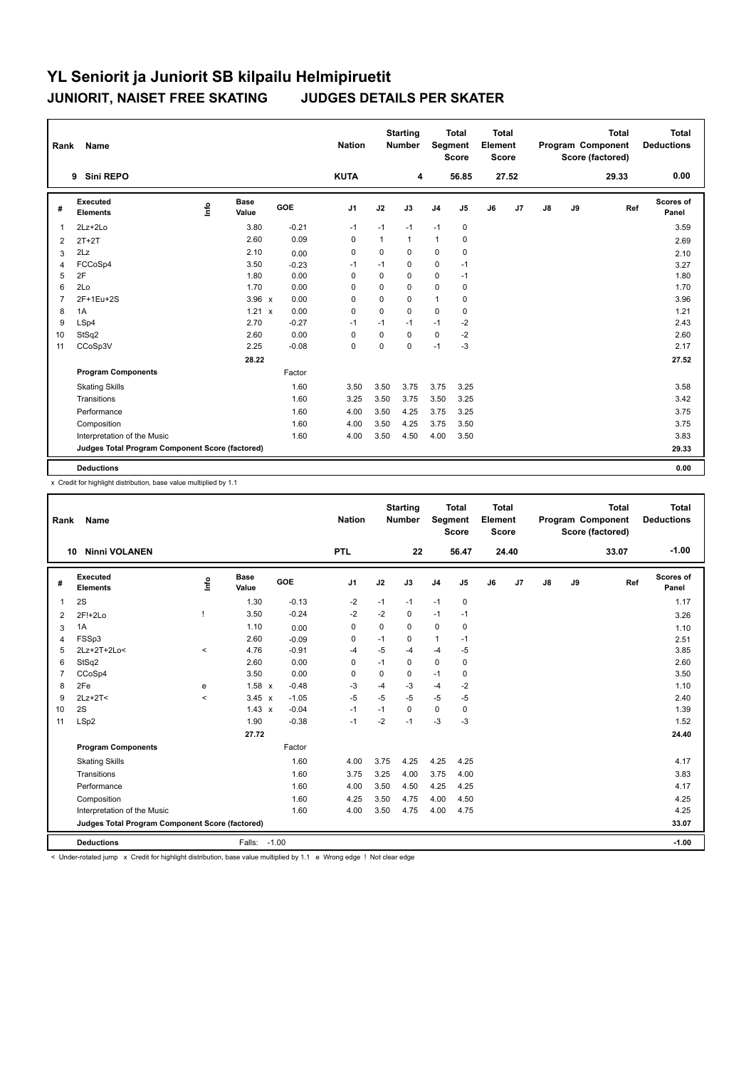# YL Seniorit ja Juniorit SB kilpailu Helmipiruetit

## JUNIORIT, NAISET FREE SKATING JUDGES DETAILS PER SKATER

| Rank | Name | Nation | Starting Number | Total Segment Score | Total Element Score | Total Program Component Score (factored) | Total Deductions |
|---|---|---|---|---|---|---|---|
| 9 | Sini REPO | KUTA | 4 | 56.85 | 27.52 | 29.33 | 0.00 |

| # | Executed Elements | Info | Base Value | | GOE | J1 | J2 | J3 | J4 | J5 | J6 | J7 | J8 | J9 | Ref | Scores of Panel |
|---|---|---|---|---|---|---|---|---|---|---|---|---|---|---|---|---|
| 1 | 2Lz+2Lo | | 3.80 | | -0.21 | -1 | -1 | -1 | -1 | 0 | | | | | | 3.59 |
| 2 | 2T+2T | | 2.60 | | 0.09 | 0 | 1 | 1 | 1 | 0 | | | | | | 2.69 |
| 3 | 2Lz | | 2.10 | | 0.00 | 0 | 0 | 0 | 0 | 0 | | | | | | 2.10 |
| 4 | FCCoSp4 | | 3.50 | | -0.23 | -1 | -1 | 0 | 0 | -1 | | | | | | 3.27 |
| 5 | 2F | | 1.80 | | 0.00 | 0 | 0 | 0 | 0 | -1 | | | | | | 1.80 |
| 6 | 2Lo | | 1.70 | | 0.00 | 0 | 0 | 0 | 0 | 0 | | | | | | 1.70 |
| 7 | 2F+1Eu+2S | | 3.96 | x | 0.00 | 0 | 0 | 0 | 1 | 0 | | | | | | 3.96 |
| 8 | 1A | | 1.21 | x | 0.00 | 0 | 0 | 0 | 0 | 0 | | | | | | 1.21 |
| 9 | LSp4 | | 2.70 | | -0.27 | -1 | -1 | -1 | -1 | -2 | | | | | | 2.43 |
| 10 | StSq2 | | 2.60 | | 0.00 | 0 | 0 | 0 | 0 | -2 | | | | | | 2.60 |
| 11 | CCoSp3V | | 2.25 | | -0.08 | 0 | 0 | 0 | -1 | -3 | | | | | | 2.17 |
| | | | 28.22 | | | | | | | | | | | | | 27.52 |
| | **Program Components** | | | | Factor | | | | | | | | | | | |
| | Skating Skills | | | | 1.60 | 3.50 | 3.50 | 3.75 | 3.75 | 3.25 | | | | | | 3.58 |
| | Transitions | | | | 1.60 | 3.25 | 3.50 | 3.75 | 3.50 | 3.25 | | | | | | 3.42 |
| | Performance | | | | 1.60 | 4.00 | 3.50 | 4.25 | 3.75 | 3.25 | | | | | | 3.75 |
| | Composition | | | | 1.60 | 4.00 | 3.50 | 4.25 | 3.75 | 3.50 | | | | | | 3.75 |
| | Interpretation of the Music | | | | 1.60 | 4.00 | 3.50 | 4.50 | 4.00 | 3.50 | | | | | | 3.83 |
| | **Judges Total Program Component Score (factored)** | | | | | | | | | | | | | | | **29.33** |
| | **Deductions** | | | | | | | | | | | | | | | **0.00** |

x Credit for highlight distribution, base value multiplied by 1.1

| Rank | Name | Nation | Starting Number | Total Segment Score | Total Element Score | Total Program Component Score (factored) | Total Deductions |
|---|---|---|---|---|---|---|---|
| 10 | Ninni VOLANEN | PTL | 22 | 56.47 | 24.40 | 33.07 | -1.00 |

| # | Executed Elements | Info | Base Value | | GOE | J1 | J2 | J3 | J4 | J5 | J6 | J7 | J8 | J9 | Ref | Scores of Panel |
|---|---|---|---|---|---|---|---|---|---|---|---|---|---|---|---|---|
| 1 | 2S | | 1.30 | | -0.13 | -2 | -1 | -1 | -1 | 0 | | | | | | 1.17 |
| 2 | 2F!+2Lo | ! | 3.50 | | -0.24 | -2 | -2 | 0 | -1 | -1 | | | | | | 3.26 |
| 3 | 1A | | 1.10 | | 0.00 | 0 | 0 | 0 | 0 | 0 | | | | | | 1.10 |
| 4 | FSSp3 | | 2.60 | | -0.09 | 0 | -1 | 0 | 1 | -1 | | | | | | 2.51 |
| 5 | 2Lz+2T+2Lo< | < | 4.76 | | -0.91 | -4 | -5 | -4 | -4 | -5 | | | | | | 3.85 |
| 6 | StSq2 | | 2.60 | | 0.00 | 0 | -1 | 0 | 0 | 0 | | | | | | 2.60 |
| 7 | CCoSp4 | | 3.50 | | 0.00 | 0 | 0 | 0 | -1 | 0 | | | | | | 3.50 |
| 8 | 2Fe | e | 1.58 | x | -0.48 | -3 | -4 | -3 | -4 | -2 | | | | | | 1.10 |
| 9 | 2Lz+2T< | < | 3.45 | x | -1.05 | -5 | -5 | -5 | -5 | -5 | | | | | | 2.40 |
| 10 | 2S | | 1.43 | x | -0.04 | -1 | -1 | 0 | 0 | 0 | | | | | | 1.39 |
| 11 | LSp2 | | 1.90 | | -0.38 | -1 | -2 | -1 | -3 | -3 | | | | | | 1.52 |
| | | | 27.72 | | | | | | | | | | | | | 24.40 |
| | **Program Components** | | | | Factor | | | | | | | | | | | |
| | Skating Skills | | | | 1.60 | 4.00 | 3.75 | 4.25 | 4.25 | 4.25 | | | | | | 4.17 |
| | Transitions | | | | 1.60 | 3.75 | 3.25 | 4.00 | 3.75 | 4.00 | | | | | | 3.83 |
| | Performance | | | | 1.60 | 4.00 | 3.50 | 4.50 | 4.25 | 4.25 | | | | | | 4.17 |
| | Composition | | | | 1.60 | 4.25 | 3.50 | 4.75 | 4.00 | 4.50 | | | | | | 4.25 |
| | Interpretation of the Music | | | | 1.60 | 4.00 | 3.50 | 4.75 | 4.00 | 4.75 | | | | | | 4.25 |
| | **Judges Total Program Component Score (factored)** | | | | | | | | | | | | | | | **33.07** |
| | **Deductions** | | Falls: | | -1.00 | | | | | | | | | | | **-1.00** |

< Under-rotated jump x Credit for highlight distribution, base value multiplied by 1.1 e Wrong edge ! Not clear edge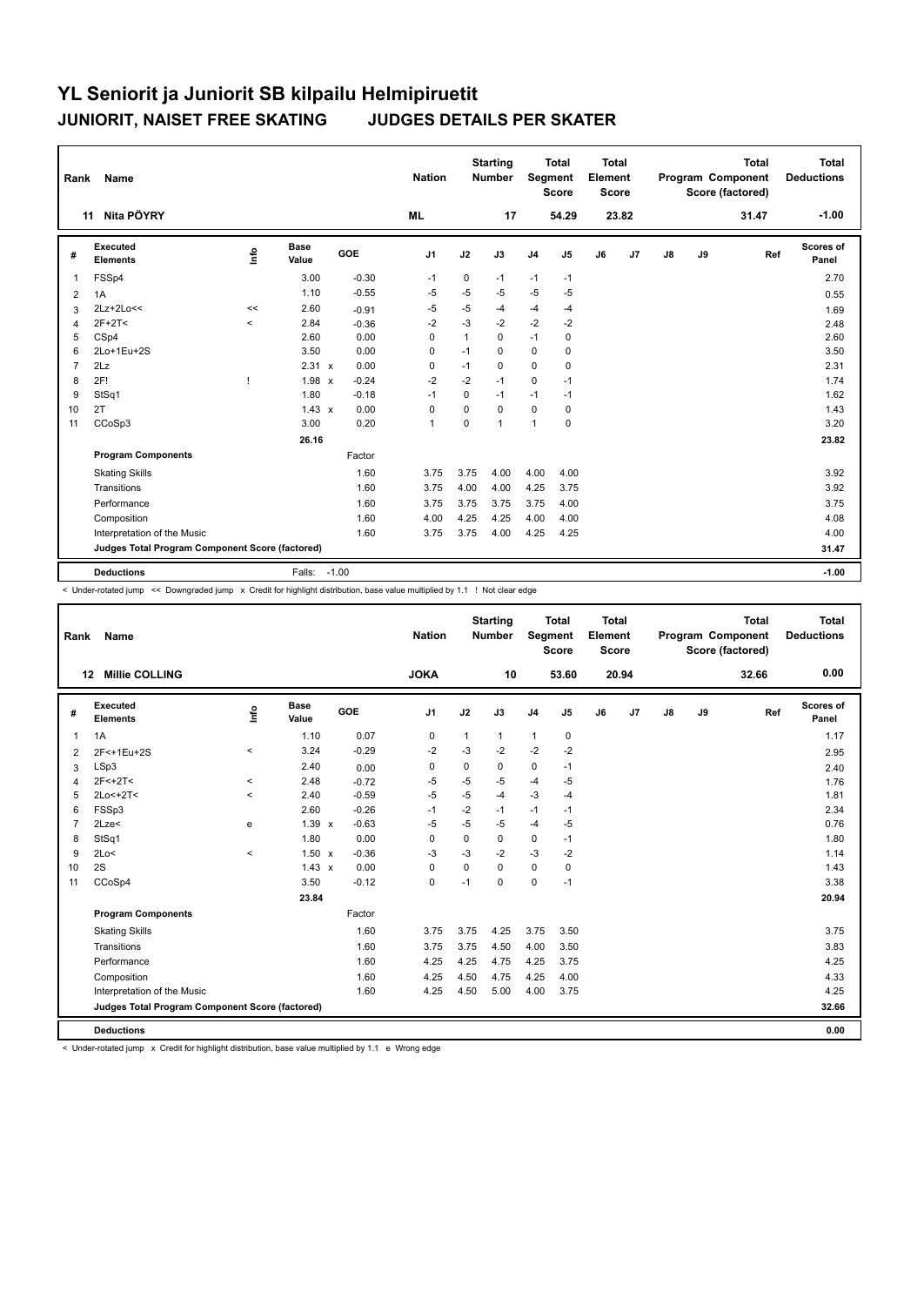# YL Seniorit ja Juniorit SB kilpailu Helmipiruetit

## JUNIORIT, NAISET FREE SKATING JUDGES DETAILS PER SKATER

| Rank | Name | Nation | Starting Number | Total Segment Score | Total Element Score | Total Program Component Score (factored) | Total Deductions |
|---|---|---|---|---|---|---|---|
| 11 | Nita PÖYRY | ML | 17 | 54.29 | 23.82 | 31.47 | -1.00 |

| # | Executed Elements | Info | Base Value | | GOE | J1 | J2 | J3 | J4 | J5 | J6 | J7 | J8 | J9 | Ref | Scores of Panel |
|---|---|---|---|---|---|---|---|---|---|---|---|---|---|---|---|---|
| 1 | FSSp4 | | 3.00 | | -0.30 | -1 | 0 | -1 | -1 | -1 | | | | | | 2.70 |
| 2 | 1A | | 1.10 | | -0.55 | -5 | -5 | -5 | -5 | -5 | | | | | | 0.55 |
| 3 | 2Lz+2Lo<< | << | 2.60 | | -0.91 | -5 | -5 | -4 | -4 | -4 | | | | | | 1.69 |
| 4 | 2F+2T< | < | 2.84 | | -0.36 | -2 | -3 | -2 | -2 | -2 | | | | | | 2.48 |
| 5 | CSp4 | | 2.60 | | 0.00 | 0 | 1 | 0 | -1 | 0 | | | | | | 2.60 |
| 6 | 2Lo+1Eu+2S | | 3.50 | | 0.00 | 0 | -1 | 0 | 0 | 0 | | | | | | 3.50 |
| 7 | 2Lz | | 2.31 | x | 0.00 | 0 | -1 | 0 | 0 | 0 | | | | | | 2.31 |
| 8 | 2F! | ! | 1.98 | x | -0.24 | -2 | -2 | -1 | 0 | -1 | | | | | | 1.74 |
| 9 | StSq1 | | 1.80 | | -0.18 | -1 | 0 | -1 | -1 | -1 | | | | | | 1.62 |
| 10 | 2T | | 1.43 | x | 0.00 | 0 | 0 | 0 | 0 | 0 | | | | | | 1.43 |
| 11 | CCoSp3 | | 3.00 | | 0.20 | 1 | 0 | 1 | 1 | 0 | | | | | | 3.20 |
| | | | 26.16 | | | | | | | | | | | | | 23.82 |

| Program Components | Factor | J1 | J2 | J3 | J4 | J5 | J6 | J7 | J8 | J9 | Ref | Scores of Panel |
|---|---|---|---|---|---|---|---|---|---|---|---|---|
| Skating Skills | 1.60 | 3.75 | 3.75 | 4.00 | 4.00 | 4.00 | | | | | | 3.92 |
| Transitions | 1.60 | 3.75 | 4.00 | 4.00 | 4.25 | 3.75 | | | | | | 3.92 |
| Performance | 1.60 | 3.75 | 3.75 | 3.75 | 3.75 | 4.00 | | | | | | 3.75 |
| Composition | 1.60 | 4.00 | 4.25 | 4.25 | 4.00 | 4.00 | | | | | | 4.08 |
| Interpretation of the Music | 1.60 | 3.75 | 3.75 | 4.00 | 4.25 | 4.25 | | | | | | 4.00 |
| Judges Total Program Component Score (factored) | | | | | | | | | | | | 31.47 |

| Deductions | Falls: -1.00 | -1.00 |
|---|---|---|

< Under-rotated jump << Downgraded jump x Credit for highlight distribution, base value multiplied by 1.1 ! Not clear edge

| Rank | Name | Nation | Starting Number | Total Segment Score | Total Element Score | Total Program Component Score (factored) | Total Deductions |
|---|---|---|---|---|---|---|---|
| 12 | Millie COLLING | JOKA | 10 | 53.60 | 20.94 | 32.66 | 0.00 |

| # | Executed Elements | Info | Base Value | | GOE | J1 | J2 | J3 | J4 | J5 | J6 | J7 | J8 | J9 | Ref | Scores of Panel |
|---|---|---|---|---|---|---|---|---|---|---|---|---|---|---|---|---|
| 1 | 1A | | 1.10 | | 0.07 | 0 | 1 | 1 | 1 | 0 | | | | | | 1.17 |
| 2 | 2F<+1Eu+2S | < | 3.24 | | -0.29 | -2 | -3 | -2 | -2 | -2 | | | | | | 2.95 |
| 3 | LSp3 | | 2.40 | | 0.00 | 0 | 0 | 0 | 0 | -1 | | | | | | 2.40 |
| 4 | 2F<+2T< | < | 2.48 | | -0.72 | -5 | -5 | -5 | -4 | -5 | | | | | | 1.76 |
| 5 | 2Lo<+2T< | < | 2.40 | | -0.59 | -5 | -5 | -4 | -3 | -4 | | | | | | 1.81 |
| 6 | FSSp3 | | 2.60 | | -0.26 | -1 | -2 | -1 | -1 | -1 | | | | | | 2.34 |
| 7 | 2Lze< | e | 1.39 | x | -0.63 | -5 | -5 | -5 | -4 | -5 | | | | | | 0.76 |
| 8 | StSq1 | | 1.80 | | 0.00 | 0 | 0 | 0 | 0 | -1 | | | | | | 1.80 |
| 9 | 2Lo< | < | 1.50 | x | -0.36 | -3 | -3 | -2 | -3 | -2 | | | | | | 1.14 |
| 10 | 2S | | 1.43 | x | 0.00 | 0 | 0 | 0 | 0 | 0 | | | | | | 1.43 |
| 11 | CCoSp4 | | 3.50 | | -0.12 | 0 | -1 | 0 | 0 | -1 | | | | | | 3.38 |
| | | | 23.84 | | | | | | | | | | | | | 20.94 |

| Program Components | Factor | J1 | J2 | J3 | J4 | J5 | J6 | J7 | J8 | J9 | Ref | Scores of Panel |
|---|---|---|---|---|---|---|---|---|---|---|---|---|
| Skating Skills | 1.60 | 3.75 | 3.75 | 4.25 | 3.75 | 3.50 | | | | | | 3.75 |
| Transitions | 1.60 | 3.75 | 3.75 | 4.50 | 4.00 | 3.50 | | | | | | 3.83 |
| Performance | 1.60 | 4.25 | 4.25 | 4.75 | 4.25 | 3.75 | | | | | | 4.25 |
| Composition | 1.60 | 4.25 | 4.50 | 4.75 | 4.25 | 4.00 | | | | | | 4.33 |
| Interpretation of the Music | 1.60 | 4.25 | 4.50 | 5.00 | 4.00 | 3.75 | | | | | | 4.25 |
| Judges Total Program Component Score (factored) | | | | | | | | | | | | 32.66 |

| Deductions | | 0.00 |
|---|---|---|

< Under-rotated jump x Credit for highlight distribution, base value multiplied by 1.1 e Wrong edge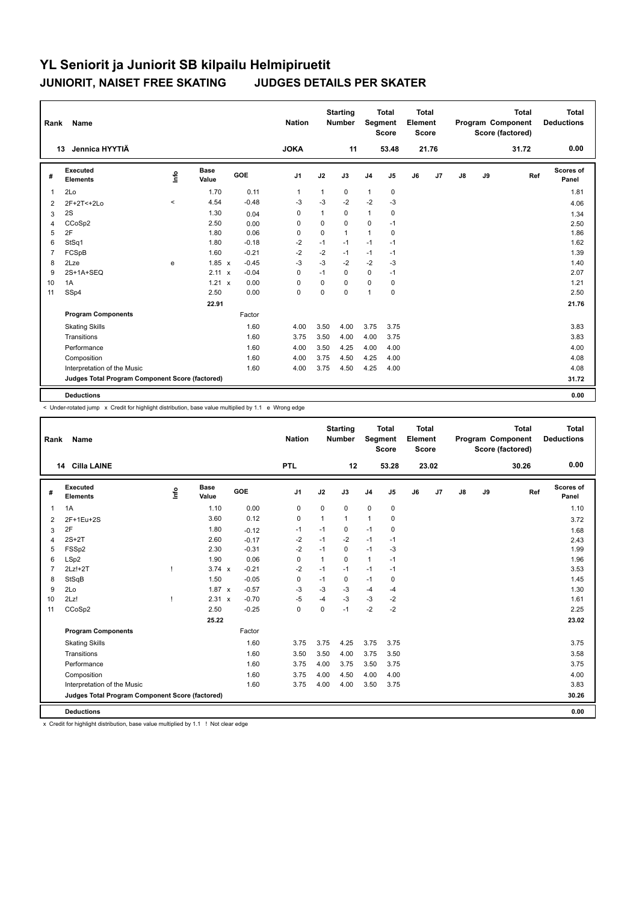# YL Seniorit ja Juniorit SB kilpailu Helmipiruetit

## JUNIORIT, NAISET FREE SKATING JUDGES DETAILS PER SKATER

| Rank | Name | Nation | Starting Number | Total Segment Score | Total Element Score | Total Program Component Score (factored) | Total Deductions |
|---|---|---|---|---|---|---|---|
| 13 | Jennica HYYTIÄ | JOKA | 11 | 53.48 | 21.76 | 31.72 | 0.00 |

| # | Executed Elements | Info | Base Value | | GOE | J1 | J2 | J3 | J4 | J5 | J6 | J7 | J8 | J9 | Ref | Scores of Panel |
|---|---|---|---|---|---|---|---|---|---|---|---|---|---|---|---|---|
| 1 | 2Lo | | 1.70 | | 0.11 | 1 | 1 | 0 | 1 | 0 | | | | | | 1.81 |
| 2 | 2F+2T<+2Lo | < | 4.54 | | -0.48 | -3 | -3 | -2 | -2 | -3 | | | | | | 4.06 |
| 3 | 2S | | 1.30 | | 0.04 | 0 | 1 | 0 | 1 | 0 | | | | | | 1.34 |
| 4 | CCoSp2 | | 2.50 | | 0.00 | 0 | 0 | 0 | 0 | -1 | | | | | | 2.50 |
| 5 | 2F | | 1.80 | | 0.06 | 0 | 0 | 1 | 1 | 0 | | | | | | 1.86 |
| 6 | StSq1 | | 1.80 | | -0.18 | -2 | -1 | -1 | -1 | -1 | | | | | | 1.62 |
| 7 | FCSpB | | 1.60 | | -0.21 | -2 | -2 | -1 | -1 | -1 | | | | | | 1.39 |
| 8 | 2Lze | e | 1.85 | x | -0.45 | -3 | -3 | -2 | -2 | -3 | | | | | | 1.40 |
| 9 | 2S+1A+SEQ | | 2.11 | x | -0.04 | 0 | -1 | 0 | 0 | -1 | | | | | | 2.07 |
| 10 | 1A | | 1.21 | x | 0.00 | 0 | 0 | 0 | 0 | 0 | | | | | | 1.21 |
| 11 | SSp4 | | 2.50 | | 0.00 | 0 | 0 | 0 | 1 | 0 | | | | | | 2.50 |
| | | | 22.91 | | | | | | | | | | | | | 21.76 |
| | **Program Components** | | | | Factor | | | | | | | | | | | |
| | Skating Skills | | | | 1.60 | 4.00 | 3.50 | 4.00 | 3.75 | 3.75 | | | | | | 3.83 |
| | Transitions | | | | 1.60 | 3.75 | 3.50 | 4.00 | 4.00 | 3.75 | | | | | | 3.83 |
| | Performance | | | | 1.60 | 4.00 | 3.50 | 4.25 | 4.00 | 4.00 | | | | | | 4.00 |
| | Composition | | | | 1.60 | 4.00 | 3.75 | 4.50 | 4.25 | 4.00 | | | | | | 4.08 |
| | Interpretation of the Music | | | | 1.60 | 4.00 | 3.75 | 4.50 | 4.25 | 4.00 | | | | | | 4.08 |
| | **Judges Total Program Component Score (factored)** | | | | | | | | | | | | | | | 31.72 |
| | **Deductions** | | | | | | | | | | | | | | | 0.00 |

< Under-rotated jump x Credit for highlight distribution, base value multiplied by 1.1 e Wrong edge

| Rank | Name | Nation | Starting Number | Total Segment Score | Total Element Score | Total Program Component Score (factored) | Total Deductions |
|---|---|---|---|---|---|---|---|
| 14 | Cilla LAINE | PTL | 12 | 53.28 | 23.02 | 30.26 | 0.00 |

| # | Executed Elements | Info | Base Value | | GOE | J1 | J2 | J3 | J4 | J5 | J6 | J7 | J8 | J9 | Ref | Scores of Panel |
|---|---|---|---|---|---|---|---|---|---|---|---|---|---|---|---|---|
| 1 | 1A | | 1.10 | | 0.00 | 0 | 0 | 0 | 0 | 0 | | | | | | 1.10 |
| 2 | 2F+1Eu+2S | | 3.60 | | 0.12 | 0 | 1 | 1 | 1 | 0 | | | | | | 3.72 |
| 3 | 2F | | 1.80 | | -0.12 | -1 | -1 | 0 | -1 | 0 | | | | | | 1.68 |
| 4 | 2S+2T | | 2.60 | | -0.17 | -2 | -1 | -2 | -1 | -1 | | | | | | 2.43 |
| 5 | FSSp2 | | 2.30 | | -0.31 | -2 | -1 | 0 | -1 | -3 | | | | | | 1.99 |
| 6 | LSp2 | | 1.90 | | 0.06 | 0 | 1 | 0 | 1 | -1 | | | | | | 1.96 |
| 7 | 2Lz!+2T | ! | 3.74 | x | -0.21 | -2 | -1 | -1 | -1 | -1 | | | | | | 3.53 |
| 8 | StSqB | | 1.50 | | -0.05 | 0 | -1 | 0 | -1 | 0 | | | | | | 1.45 |
| 9 | 2Lo | | 1.87 | x | -0.57 | -3 | -3 | -3 | -4 | -4 | | | | | | 1.30 |
| 10 | 2Lz! | ! | 2.31 | x | -0.70 | -5 | -4 | -3 | -3 | -2 | | | | | | 1.61 |
| 11 | CCoSp2 | | 2.50 | | -0.25 | 0 | 0 | -1 | -2 | -2 | | | | | | 2.25 |
| | | | 25.22 | | | | | | | | | | | | | 23.02 |
| | **Program Components** | | | | Factor | | | | | | | | | | | |
| | Skating Skills | | | | 1.60 | 3.75 | 3.75 | 4.25 | 3.75 | 3.75 | | | | | | 3.75 |
| | Transitions | | | | 1.60 | 3.50 | 3.50 | 4.00 | 3.75 | 3.50 | | | | | | 3.58 |
| | Performance | | | | 1.60 | 3.75 | 4.00 | 3.75 | 3.50 | 3.75 | | | | | | 3.75 |
| | Composition | | | | 1.60 | 3.75 | 4.00 | 4.50 | 4.00 | 4.00 | | | | | | 4.00 |
| | Interpretation of the Music | | | | 1.60 | 3.75 | 4.00 | 4.00 | 3.50 | 3.75 | | | | | | 3.83 |
| | **Judges Total Program Component Score (factored)** | | | | | | | | | | | | | | | 30.26 |
| | **Deductions** | | | | | | | | | | | | | | | 0.00 |

x Credit for highlight distribution, base value multiplied by 1.1 ! Not clear edge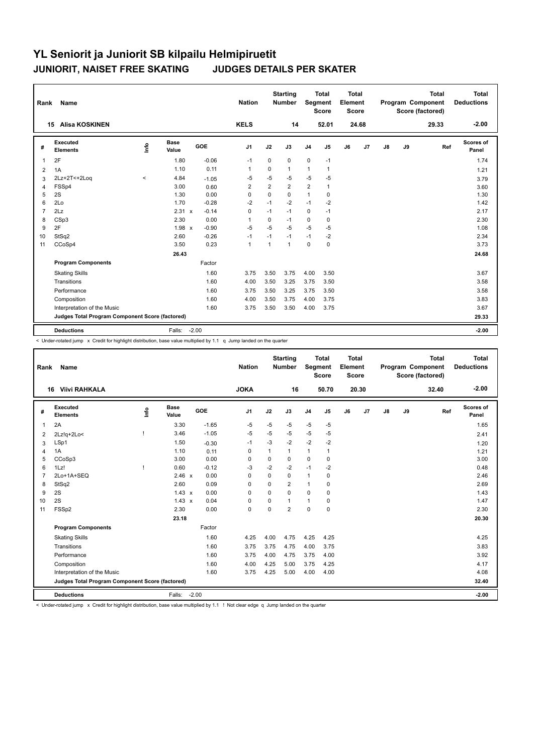# YL Seniorit ja Juniorit SB kilpailu Helmipiruetit

## JUNIORIT, NAISET FREE SKATING    JUDGES DETAILS PER SKATER

| Rank | Name | Nation | Starting Number | Total Segment Score | Total Element Score | Total Program Component Score (factored) | Total Deductions |
|---|---|---|---|---|---|---|---|
| 15 | Alisa KOSKINEN | KELS | 14 | 52.01 | 24.68 | 29.33 | -2.00 |

| # | Executed Elements | Info | Base Value | | GOE | J1 | J2 | J3 | J4 | J5 | J6 | J7 | J8 | J9 | Ref | Scores of Panel |
|---|---|---|---|---|---|---|---|---|---|---|---|---|---|---|---|---|
| 1 | 2F | | 1.80 | | -0.06 | -1 | 0 | 0 | 0 | -1 | | | | | | 1.74 |
| 2 | 1A | | 1.10 | | 0.11 | 1 | 0 | 1 | 1 | 1 | | | | | | 1.21 |
| 3 | 2Lz+2T<+2Loq | < | 4.84 | | -1.05 | -5 | -5 | -5 | -5 | -5 | | | | | | 3.79 |
| 4 | FSSp4 | | 3.00 | | 0.60 | 2 | 2 | 2 | 2 | 1 | | | | | | 3.60 |
| 5 | 2S | | 1.30 | | 0.00 | 0 | 0 | 0 | 1 | 0 | | | | | | 1.30 |
| 6 | 2Lo | | 1.70 | | -0.28 | -2 | -1 | -2 | -1 | -2 | | | | | | 1.42 |
| 7 | 2Lz | | 2.31 | x | -0.14 | 0 | -1 | -1 | 0 | -1 | | | | | | 2.17 |
| 8 | CSp3 | | 2.30 | | 0.00 | 1 | 0 | -1 | 0 | 0 | | | | | | 2.30 |
| 9 | 2F | | 1.98 | x | -0.90 | -5 | -5 | -5 | -5 | -5 | | | | | | 1.08 |
| 10 | StSq2 | | 2.60 | | -0.26 | -1 | -1 | -1 | -1 | -2 | | | | | | 2.34 |
| 11 | CCoSp4 | | 3.50 | | 0.23 | 1 | 1 | 1 | 0 | 0 | | | | | | 3.73 |
| | | | 26.43 | | | | | | | | | | | | | 24.68 |
| | **Program Components** | | | | Factor | | | | | | | | | | | |
| | Skating Skills | | | | 1.60 | 3.75 | 3.50 | 3.75 | 4.00 | 3.50 | | | | | | 3.67 |
| | Transitions | | | | 1.60 | 4.00 | 3.50 | 3.25 | 3.75 | 3.50 | | | | | | 3.58 |
| | Performance | | | | 1.60 | 3.75 | 3.50 | 3.25 | 3.75 | 3.50 | | | | | | 3.58 |
| | Composition | | | | 1.60 | 4.00 | 3.50 | 3.75 | 4.00 | 3.75 | | | | | | 3.83 |
| | Interpretation of the Music | | | | 1.60 | 3.75 | 3.50 | 3.50 | 4.00 | 3.75 | | | | | | 3.67 |
| | **Judges Total Program Component Score (factored)** | | | | | | | | | | | | | | | 29.33 |
| | **Deductions** | | Falls: | | -2.00 | | | | | | | | | | | -2.00 |

< Under-rotated jump x Credit for highlight distribution, base value multiplied by 1.1 q Jump landed on the quarter

| Rank | Name | Nation | Starting Number | Total Segment Score | Total Element Score | Total Program Component Score (factored) | Total Deductions |
|---|---|---|---|---|---|---|---|
| 16 | Viivi RAHKALA | JOKA | 16 | 50.70 | 20.30 | 32.40 | -2.00 |

| # | Executed Elements | Info | Base Value | | GOE | J1 | J2 | J3 | J4 | J5 | J6 | J7 | J8 | J9 | Ref | Scores of Panel |
|---|---|---|---|---|---|---|---|---|---|---|---|---|---|---|---|---|
| 1 | 2A | | 3.30 | | -1.65 | -5 | -5 | -5 | -5 | -5 | | | | | | 1.65 |
| 2 | 2Lz!q+2Lo< | ! | 3.46 | | -1.05 | -5 | -5 | -5 | -5 | -5 | | | | | | 2.41 |
| 3 | LSp1 | | 1.50 | | -0.30 | -1 | -3 | -2 | -2 | -2 | | | | | | 1.20 |
| 4 | 1A | | 1.10 | | 0.11 | 0 | 1 | 1 | 1 | 1 | | | | | | 1.21 |
| 5 | CCoSp3 | | 3.00 | | 0.00 | 0 | 0 | 0 | 0 | 0 | | | | | | 3.00 |
| 6 | 1Lz! | ! | 0.60 | | -0.12 | -3 | -2 | -2 | -1 | -2 | | | | | | 0.48 |
| 7 | 2Lo+1A+SEQ | | 2.46 | x | 0.00 | 0 | 0 | 0 | 1 | 0 | | | | | | 2.46 |
| 8 | StSq2 | | 2.60 | | 0.09 | 0 | 0 | 2 | 1 | 0 | | | | | | 2.69 |
| 9 | 2S | | 1.43 | x | 0.00 | 0 | 0 | 0 | 0 | 0 | | | | | | 1.43 |
| 10 | 2S | | 1.43 | x | 0.04 | 0 | 0 | 1 | 1 | 0 | | | | | | 1.47 |
| 11 | FSSp2 | | 2.30 | | 0.00 | 0 | 0 | 2 | 0 | 0 | | | | | | 2.30 |
| | | | 23.18 | | | | | | | | | | | | | 20.30 |
| | **Program Components** | | | | Factor | | | | | | | | | | | |
| | Skating Skills | | | | 1.60 | 4.25 | 4.00 | 4.75 | 4.25 | 4.25 | | | | | | 4.25 |
| | Transitions | | | | 1.60 | 3.75 | 3.75 | 4.75 | 4.00 | 3.75 | | | | | | 3.83 |
| | Performance | | | | 1.60 | 3.75 | 4.00 | 4.75 | 3.75 | 4.00 | | | | | | 3.92 |
| | Composition | | | | 1.60 | 4.00 | 4.25 | 5.00 | 3.75 | 4.25 | | | | | | 4.17 |
| | Interpretation of the Music | | | | 1.60 | 3.75 | 4.25 | 5.00 | 4.00 | 4.00 | | | | | | 4.08 |
| | **Judges Total Program Component Score (factored)** | | | | | | | | | | | | | | | 32.40 |
| | **Deductions** | | Falls: | | -2.00 | | | | | | | | | | | -2.00 |

< Under-rotated jump x Credit for highlight distribution, base value multiplied by 1.1 ! Not clear edge q Jump landed on the quarter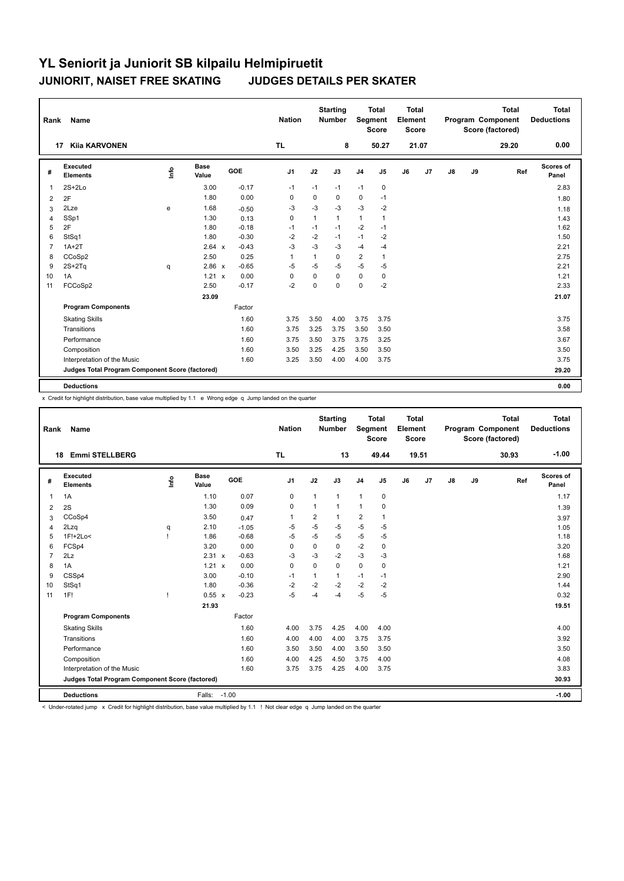# YL Seniorit ja Juniorit SB kilpailu Helmipiruetit

## JUNIORIT, NAISET FREE SKATING JUDGES DETAILS PER SKATER

| Rank | Name | Nation | Starting Number | Total Segment Score | Total Element Score | Total Program Component Score (factored) | Total Deductions |
|---|---|---|---|---|---|---|---|
| 17 | Kiia KARVONEN | TL | 8 | 50.27 | 21.07 | 29.20 | 0.00 |

| # | Executed Elements | Info | Base Value | | GOE | J1 | J2 | J3 | J4 | J5 | J6 | J7 | J8 | J9 | Ref | Scores of Panel |
|---|---|---|---|---|---|---|---|---|---|---|---|---|---|---|---|---|
| 1 | 2S+2Lo | | 3.00 | | -0.17 | -1 | -1 | -1 | -1 | 0 | | | | | | 2.83 |
| 2 | 2F | | 1.80 | | 0.00 | 0 | 0 | 0 | 0 | -1 | | | | | | 1.80 |
| 3 | 2Lze | e | 1.68 | | -0.50 | -3 | -3 | -3 | -3 | -2 | | | | | | 1.18 |
| 4 | SSp1 | | 1.30 | | 0.13 | 0 | 1 | 1 | 1 | 1 | | | | | | 1.43 |
| 5 | 2F | | 1.80 | | -0.18 | -1 | -1 | -1 | -2 | -1 | | | | | | 1.62 |
| 6 | StSq1 | | 1.80 | | -0.30 | -2 | -2 | -1 | -1 | -2 | | | | | | 1.50 |
| 7 | 1A+2T | | 2.64 | x | -0.43 | -3 | -3 | -3 | -4 | -4 | | | | | | 2.21 |
| 8 | CCoSp2 | | 2.50 | | 0.25 | 1 | 1 | 0 | 2 | 1 | | | | | | 2.75 |
| 9 | 2S+2Tq | q | 2.86 | x | -0.65 | -5 | -5 | -5 | -5 | -5 | | | | | | 2.21 |
| 10 | 1A | | 1.21 | x | 0.00 | 0 | 0 | 0 | 0 | 0 | | | | | | 1.21 |
| 11 | FCCoSp2 | | 2.50 | | -0.17 | -2 | 0 | 0 | 0 | -2 | | | | | | 2.33 |
| | | | 23.09 | | | | | | | | | | | | | 21.07 |
| | **Program Components** | | | | Factor | | | | | | | | | | | |
| | Skating Skills | | | | 1.60 | 3.75 | 3.50 | 4.00 | 3.75 | 3.75 | | | | | | 3.75 |
| | Transitions | | | | 1.60 | 3.75 | 3.25 | 3.75 | 3.50 | 3.50 | | | | | | 3.58 |
| | Performance | | | | 1.60 | 3.75 | 3.50 | 3.75 | 3.75 | 3.25 | | | | | | 3.67 |
| | Composition | | | | 1.60 | 3.50 | 3.25 | 4.25 | 3.50 | 3.50 | | | | | | 3.50 |
| | Interpretation of the Music | | | | 1.60 | 3.25 | 3.50 | 4.00 | 4.00 | 3.75 | | | | | | 3.75 |
| | **Judges Total Program Component Score (factored)** | | | | | | | | | | | | | | | 29.20 |
| | **Deductions** | | | | | | | | | | | | | | | 0.00 |

x Credit for highlight distribution, base value multiplied by 1.1 e Wrong edge q Jump landed on the quarter

| Rank | Name | Nation | Starting Number | Total Segment Score | Total Element Score | Total Program Component Score (factored) | Total Deductions |
|---|---|---|---|---|---|---|---|
| 18 | Emmi STELLBERG | TL | 13 | 49.44 | 19.51 | 30.93 | -1.00 |

| # | Executed Elements | Info | Base Value | | GOE | J1 | J2 | J3 | J4 | J5 | J6 | J7 | J8 | J9 | Ref | Scores of Panel |
|---|---|---|---|---|---|---|---|---|---|---|---|---|---|---|---|---|
| 1 | 1A | | 1.10 | | 0.07 | 0 | 1 | 1 | 1 | 0 | | | | | | 1.17 |
| 2 | 2S | | 1.30 | | 0.09 | 0 | 1 | 1 | 1 | 0 | | | | | | 1.39 |
| 3 | CCoSp4 | | 3.50 | | 0.47 | 1 | 2 | 1 | 2 | 1 | | | | | | 3.97 |
| 4 | 2Lzq | q | 2.10 | | -1.05 | -5 | -5 | -5 | -5 | -5 | | | | | | 1.05 |
| 5 | 1F!+2Lo< | ! | 1.86 | | -0.68 | -5 | -5 | -5 | -5 | -5 | | | | | | 1.18 |
| 6 | FCSp4 | | 3.20 | | 0.00 | 0 | 0 | 0 | -2 | 0 | | | | | | 3.20 |
| 7 | 2Lz | | 2.31 | x | -0.63 | -3 | -3 | -2 | -3 | -3 | | | | | | 1.68 |
| 8 | 1A | | 1.21 | x | 0.00 | 0 | 0 | 0 | 0 | 0 | | | | | | 1.21 |
| 9 | CSSp4 | | 3.00 | | -0.10 | -1 | 1 | 1 | -1 | -1 | | | | | | 2.90 |
| 10 | StSq1 | | 1.80 | | -0.36 | -2 | -2 | -2 | -2 | -2 | | | | | | 1.44 |
| 11 | 1F! | ! | 0.55 | x | -0.23 | -5 | -4 | -4 | -5 | -5 | | | | | | 0.32 |
| | | | 21.93 | | | | | | | | | | | | | 19.51 |
| | **Program Components** | | | | Factor | | | | | | | | | | | |
| | Skating Skills | | | | 1.60 | 4.00 | 3.75 | 4.25 | 4.00 | 4.00 | | | | | | 4.00 |
| | Transitions | | | | 1.60 | 4.00 | 4.00 | 4.00 | 3.75 | 3.75 | | | | | | 3.92 |
| | Performance | | | | 1.60 | 3.50 | 3.50 | 4.00 | 3.50 | 3.50 | | | | | | 3.50 |
| | Composition | | | | 1.60 | 4.00 | 4.25 | 4.50 | 3.75 | 4.00 | | | | | | 4.08 |
| | Interpretation of the Music | | | | 1.60 | 3.75 | 3.75 | 4.25 | 4.00 | 3.75 | | | | | | 3.83 |
| | **Judges Total Program Component Score (factored)** | | | | | | | | | | | | | | | 30.93 |
| | **Deductions** | | Falls: | -1.00 | | | | | | | | | | | | -1.00 |

< Under-rotated jump x Credit for highlight distribution, base value multiplied by 1.1 ! Not clear edge q Jump landed on the quarter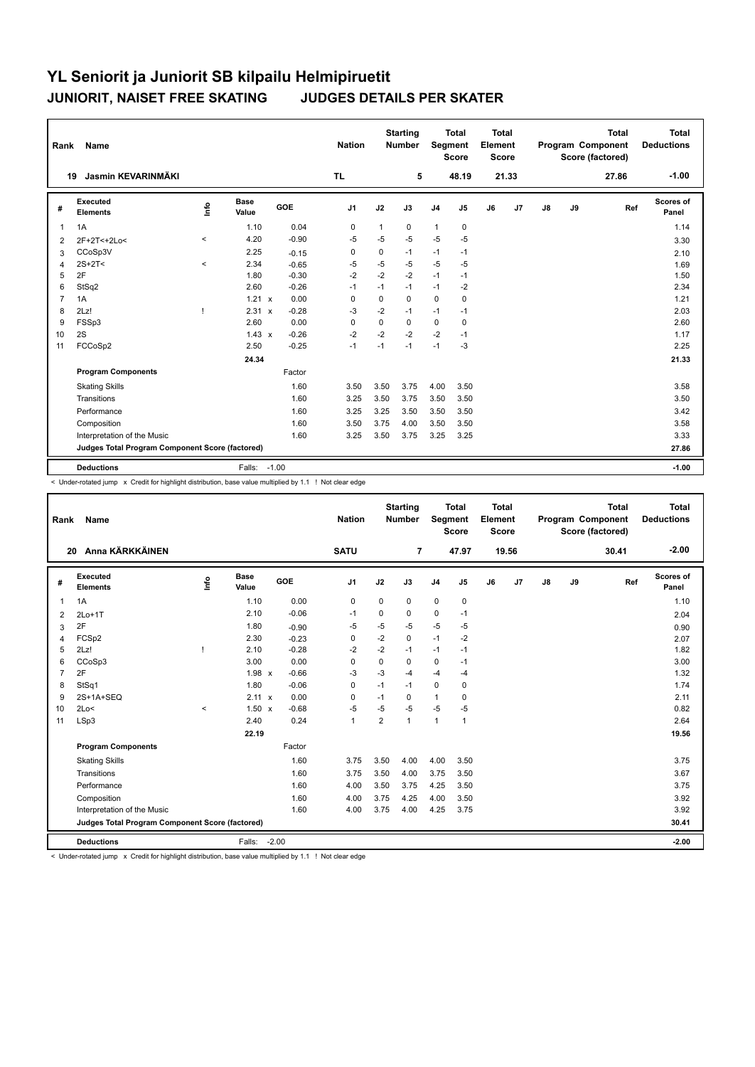# YL Seniorit ja Juniorit SB kilpailu Helmipiruetit

## JUNIORIT, NAISET FREE SKATING JUDGES DETAILS PER SKATER

| Rank | Name | Nation | Starting Number | Total Segment Score | Total Element Score | Total Program Component Score (factored) | Total Deductions |
|---|---|---|---|---|---|---|---|
| 19 | Jasmin KEVARINMÄKI | TL | 5 | 48.19 | 21.33 | 27.86 | -1.00 |

| # | Executed Elements | Info | Base Value | | GOE | J1 | J2 | J3 | J4 | J5 | J6 | J7 | J8 | J9 | Ref | Scores of Panel |
|---|---|---|---|---|---|---|---|---|---|---|---|---|---|---|---|---|
| 1 | 1A | | 1.10 | | 0.04 | 0 | 1 | 0 | 1 | 0 | | | | | | 1.14 |
| 2 | 2F+2T<+2Lo< | < | 4.20 | | -0.90 | -5 | -5 | -5 | -5 | -5 | | | | | | 3.30 |
| 3 | CCoSp3V | | 2.25 | | -0.15 | 0 | 0 | -1 | -1 | -1 | | | | | | 2.10 |
| 4 | 2S+2T< | < | 2.34 | | -0.65 | -5 | -5 | -5 | -5 | -5 | | | | | | 1.69 |
| 5 | 2F | | 1.80 | | -0.30 | -2 | -2 | -2 | -1 | -1 | | | | | | 1.50 |
| 6 | StSq2 | | 2.60 | | -0.26 | -1 | -1 | -1 | -1 | -2 | | | | | | 2.34 |
| 7 | 1A | | 1.21 | x | 0.00 | 0 | 0 | 0 | 0 | 0 | | | | | | 1.21 |
| 8 | 2Lz! | ! | 2.31 | x | -0.28 | -3 | -2 | -1 | -1 | -1 | | | | | | 2.03 |
| 9 | FSSp3 | | 2.60 | | 0.00 | 0 | 0 | 0 | 0 | 0 | | | | | | 2.60 |
| 10 | 2S | | 1.43 | x | -0.26 | -2 | -2 | -2 | -2 | -1 | | | | | | 1.17 |
| 11 | FCCoSp2 | | 2.50 | | -0.25 | -1 | -1 | -1 | -1 | -3 | | | | | | 2.25 |
| | | | 24.34 | | | | | | | | | | | | | 21.33 |
| | **Program Components** | | | | Factor | | | | | | | | | | | |
| | Skating Skills | | | | 1.60 | 3.50 | 3.50 | 3.75 | 4.00 | 3.50 | | | | | | 3.58 |
| | Transitions | | | | 1.60 | 3.25 | 3.50 | 3.75 | 3.50 | 3.50 | | | | | | 3.50 |
| | Performance | | | | 1.60 | 3.25 | 3.25 | 3.50 | 3.50 | 3.50 | | | | | | 3.42 |
| | Composition | | | | 1.60 | 3.50 | 3.75 | 4.00 | 3.50 | 3.50 | | | | | | 3.58 |
| | Interpretation of the Music | | | | 1.60 | 3.25 | 3.50 | 3.75 | 3.25 | 3.25 | | | | | | 3.33 |
| | **Judges Total Program Component Score (factored)** | | | | | | | | | | | | | | | 27.86 |
| | **Deductions** | | Falls: | -1.00 | | | | | | | | | | | | -1.00 |

< Under-rotated jump x Credit for highlight distribution, base value multiplied by 1.1 ! Not clear edge

| Rank | Name | Nation | Starting Number | Total Segment Score | Total Element Score | Total Program Component Score (factored) | Total Deductions |
|---|---|---|---|---|---|---|---|
| 20 | Anna KÄRKKÄINEN | SATU | 7 | 47.97 | 19.56 | 30.41 | -2.00 |

| # | Executed Elements | Info | Base Value | | GOE | J1 | J2 | J3 | J4 | J5 | J6 | J7 | J8 | J9 | Ref | Scores of Panel |
|---|---|---|---|---|---|---|---|---|---|---|---|---|---|---|---|---|
| 1 | 1A | | 1.10 | | 0.00 | 0 | 0 | 0 | 0 | 0 | | | | | | 1.10 |
| 2 | 2Lo+1T | | 2.10 | | -0.06 | -1 | 0 | 0 | 0 | -1 | | | | | | 2.04 |
| 3 | 2F | | 1.80 | | -0.90 | -5 | -5 | -5 | -5 | -5 | | | | | | 0.90 |
| 4 | FCSp2 | | 2.30 | | -0.23 | 0 | -2 | 0 | -1 | -2 | | | | | | 2.07 |
| 5 | 2Lz! | ! | 2.10 | | -0.28 | -2 | -2 | -1 | -1 | -1 | | | | | | 1.82 |
| 6 | CCoSp3 | | 3.00 | | 0.00 | 0 | 0 | 0 | 0 | -1 | | | | | | 3.00 |
| 7 | 2F | | 1.98 | x | -0.66 | -3 | -3 | -4 | -4 | -4 | | | | | | 1.32 |
| 8 | StSq1 | | 1.80 | | -0.06 | 0 | -1 | -1 | 0 | 0 | | | | | | 1.74 |
| 9 | 2S+1A+SEQ | | 2.11 | x | 0.00 | 0 | -1 | 0 | 1 | 0 | | | | | | 2.11 |
| 10 | 2Lo< | < | 1.50 | x | -0.68 | -5 | -5 | -5 | -5 | -5 | | | | | | 0.82 |
| 11 | LSp3 | | 2.40 | | 0.24 | 1 | 2 | 1 | 1 | 1 | | | | | | 2.64 |
| | | | 22.19 | | | | | | | | | | | | | 19.56 |
| | **Program Components** | | | | Factor | | | | | | | | | | | |
| | Skating Skills | | | | 1.60 | 3.75 | 3.50 | 4.00 | 4.00 | 3.50 | | | | | | 3.75 |
| | Transitions | | | | 1.60 | 3.75 | 3.50 | 4.00 | 3.75 | 3.50 | | | | | | 3.67 |
| | Performance | | | | 1.60 | 4.00 | 3.50 | 3.75 | 4.25 | 3.50 | | | | | | 3.75 |
| | Composition | | | | 1.60 | 4.00 | 3.75 | 4.25 | 4.00 | 3.50 | | | | | | 3.92 |
| | Interpretation of the Music | | | | 1.60 | 4.00 | 3.75 | 4.00 | 4.25 | 3.75 | | | | | | 3.92 |
| | **Judges Total Program Component Score (factored)** | | | | | | | | | | | | | | | 30.41 |
| | **Deductions** | | Falls: | -2.00 | | | | | | | | | | | | -2.00 |

< Under-rotated jump x Credit for highlight distribution, base value multiplied by 1.1 ! Not clear edge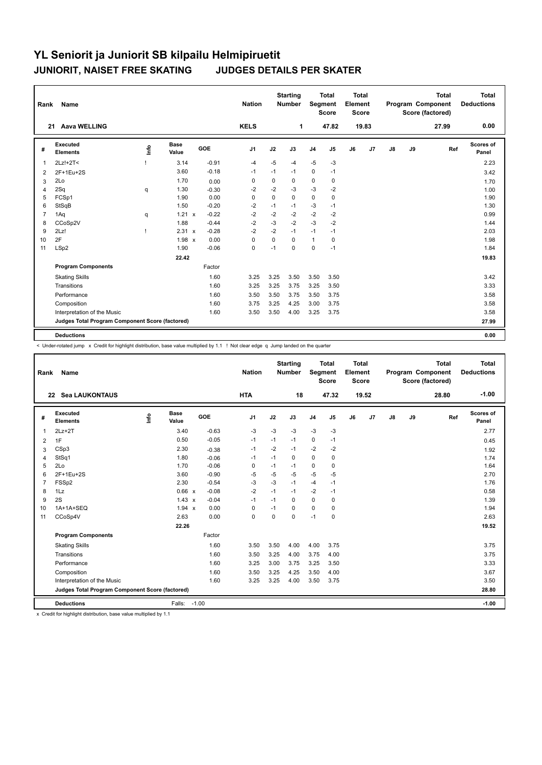# YL Seniorit ja Juniorit SB kilpailu Helmipiruetit

## JUNIORIT, NAISET FREE SKATING JUDGES DETAILS PER SKATER

| Rank | Name | Nation | Starting Number | Total Segment Score | Total Element Score | Total Program Component Score (factored) | Total Deductions |
|---|---|---|---|---|---|---|---|
| 21 | Aava WELLING | KELS | 1 | 47.82 | 19.83 | 27.99 | 0.00 |

| # | Executed Elements | Info | Base Value | | GOE | J1 | J2 | J3 | J4 | J5 | J6 | J7 | J8 | J9 | Ref | Scores of Panel |
|---|---|---|---|---|---|---|---|---|---|---|---|---|---|---|---|---|
| 1 | 2Lz!+2T< | ! | 3.14 | | -0.91 | -4 | -5 | -4 | -5 | -3 | | | | | | 2.23 |
| 2 | 2F+1Eu+2S | | 3.60 | | -0.18 | -1 | -1 | -1 | 0 | -1 | | | | | | 3.42 |
| 3 | 2Lo | | 1.70 | | 0.00 | 0 | 0 | 0 | 0 | 0 | | | | | | 1.70 |
| 4 | 2Sq | q | 1.30 | | -0.30 | -2 | -2 | -3 | -3 | -2 | | | | | | 1.00 |
| 5 | FCSp1 | | 1.90 | | 0.00 | 0 | 0 | 0 | 0 | 0 | | | | | | 1.90 |
| 6 | StSqB | | 1.50 | | -0.20 | -2 | -1 | -1 | -3 | -1 | | | | | | 1.30 |
| 7 | 1Aq | q | 1.21 | x | -0.22 | -2 | -2 | -2 | -2 | -2 | | | | | | 0.99 |
| 8 | CCoSp2V | | 1.88 | | -0.44 | -2 | -3 | -2 | -3 | -2 | | | | | | 1.44 |
| 9 | 2Lz! | ! | 2.31 | x | -0.28 | -2 | -2 | -1 | -1 | -1 | | | | | | 2.03 |
| 10 | 2F | | 1.98 | x | 0.00 | 0 | 0 | 0 | 1 | 0 | | | | | | 1.98 |
| 11 | LSp2 | | 1.90 | | -0.06 | 0 | -1 | 0 | 0 | -1 | | | | | | 1.84 |
| | | | 22.42 | | | | | | | | | | | | | 19.83 |
| | **Program Components** | | | | Factor | | | | | | | | | | | |
| | Skating Skills | | | | 1.60 | 3.25 | 3.25 | 3.50 | 3.50 | 3.50 | | | | | | 3.42 |
| | Transitions | | | | 1.60 | 3.25 | 3.25 | 3.75 | 3.25 | 3.50 | | | | | | 3.33 |
| | Performance | | | | 1.60 | 3.50 | 3.50 | 3.75 | 3.50 | 3.75 | | | | | | 3.58 |
| | Composition | | | | 1.60 | 3.75 | 3.25 | 4.25 | 3.00 | 3.75 | | | | | | 3.58 |
| | Interpretation of the Music | | | | 1.60 | 3.50 | 3.50 | 4.00 | 3.25 | 3.75 | | | | | | 3.58 |
| | **Judges Total Program Component Score (factored)** | | | | | | | | | | | | | | | 27.99 |
| | **Deductions** | | | | | | | | | | | | | | | 0.00 |

< Under-rotated jump x Credit for highlight distribution, base value multiplied by 1.1 ! Not clear edge q Jump landed on the quarter

| Rank | Name | Nation | Starting Number | Total Segment Score | Total Element Score | Total Program Component Score (factored) | Total Deductions |
|---|---|---|---|---|---|---|---|
| 22 | Sea LAUKONTAUS | HTA | 18 | 47.32 | 19.52 | 28.80 | -1.00 |

| # | Executed Elements | Info | Base Value | | GOE | J1 | J2 | J3 | J4 | J5 | J6 | J7 | J8 | J9 | Ref | Scores of Panel |
|---|---|---|---|---|---|---|---|---|---|---|---|---|---|---|---|---|
| 1 | 2Lz+2T | | 3.40 | | -0.63 | -3 | -3 | -3 | -3 | -3 | | | | | | 2.77 |
| 2 | 1F | | 0.50 | | -0.05 | -1 | -1 | -1 | 0 | -1 | | | | | | 0.45 |
| 3 | CSp3 | | 2.30 | | -0.38 | -1 | -2 | -1 | -2 | -2 | | | | | | 1.92 |
| 4 | StSq1 | | 1.80 | | -0.06 | -1 | -1 | 0 | 0 | 0 | | | | | | 1.74 |
| 5 | 2Lo | | 1.70 | | -0.06 | 0 | -1 | -1 | 0 | 0 | | | | | | 1.64 |
| 6 | 2F+1Eu+2S | | 3.60 | | -0.90 | -5 | -5 | -5 | -5 | -5 | | | | | | 2.70 |
| 7 | FSSp2 | | 2.30 | | -0.54 | -3 | -3 | -1 | -4 | -1 | | | | | | 1.76 |
| 8 | 1Lz | | 0.66 | x | -0.08 | -2 | -1 | -1 | -2 | -1 | | | | | | 0.58 |
| 9 | 2S | | 1.43 | x | -0.04 | -1 | -1 | 0 | 0 | 0 | | | | | | 1.39 |
| 10 | 1A+1A+SEQ | | 1.94 | x | 0.00 | 0 | -1 | 0 | 0 | 0 | | | | | | 1.94 |
| 11 | CCoSp4V | | 2.63 | | 0.00 | 0 | 0 | 0 | -1 | 0 | | | | | | 2.63 |
| | | | 22.26 | | | | | | | | | | | | | 19.52 |
| | **Program Components** | | | | Factor | | | | | | | | | | | |
| | Skating Skills | | | | 1.60 | 3.50 | 3.50 | 4.00 | 4.00 | 3.75 | | | | | | 3.75 |
| | Transitions | | | | 1.60 | 3.50 | 3.25 | 4.00 | 3.75 | 4.00 | | | | | | 3.75 |
| | Performance | | | | 1.60 | 3.25 | 3.00 | 3.75 | 3.25 | 3.50 | | | | | | 3.33 |
| | Composition | | | | 1.60 | 3.50 | 3.25 | 4.25 | 3.50 | 4.00 | | | | | | 3.67 |
| | Interpretation of the Music | | | | 1.60 | 3.25 | 3.25 | 4.00 | 3.50 | 3.75 | | | | | | 3.50 |
| | **Judges Total Program Component Score (factored)** | | | | | | | | | | | | | | | 28.80 |
| | **Deductions** | | Falls: -1.00 | | | | | | | | | | | | | -1.00 |

x Credit for highlight distribution, base value multiplied by 1.1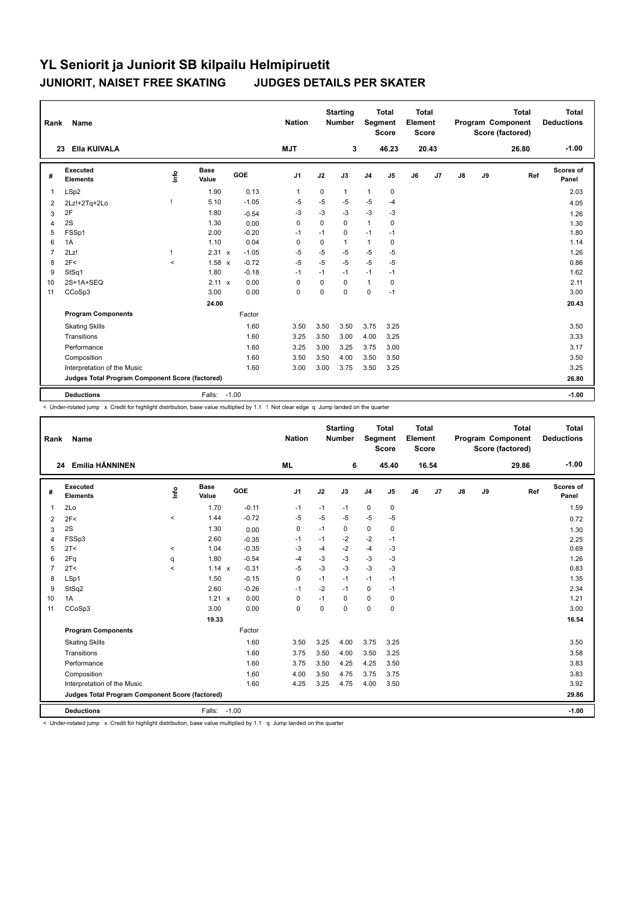# YL Seniorit ja Juniorit SB kilpailu Helmipiruetit

## JUNIORIT, NAISET FREE SKATING JUDGES DETAILS PER SKATER

| Rank | Name | Nation | Starting Number | Total Segment Score | Total Element Score | Total Program Component Score (factored) | Total Deductions |
|---|---|---|---|---|---|---|---|
| 23 | Ella KUIVALA | MJT | 3 | 46.23 | 20.43 | 26.80 | -1.00 |

| # | Executed Elements | Info | Base Value | | GOE | J1 | J2 | J3 | J4 | J5 | J6 | J7 | J8 | J9 | Ref | Scores of Panel |
|---|---|---|---|---|---|---|---|---|---|---|---|---|---|---|---|---|
| 1 | LSp2 | | 1.90 | | 0.13 | 1 | 0 | 1 | 1 | 0 | | | | | | 2.03 |
| 2 | 2Lz!+2Tq+2Lo | ! | 5.10 | | -1.05 | -5 | -5 | -5 | -5 | -4 | | | | | | 4.05 |
| 3 | 2F | | 1.80 | | -0.54 | -3 | -3 | -3 | -3 | -3 | | | | | | 1.26 |
| 4 | 2S | | 1.30 | | 0.00 | 0 | 0 | 0 | 1 | 0 | | | | | | 1.30 |
| 5 | FSSp1 | | 2.00 | | -0.20 | -1 | -1 | 0 | -1 | -1 | | | | | | 1.80 |
| 6 | 1A | | 1.10 | | 0.04 | 0 | 0 | 1 | 1 | 0 | | | | | | 1.14 |
| 7 | 2Lz! | ! | 2.31 | x | -1.05 | -5 | -5 | -5 | -5 | -5 | | | | | | 1.26 |
| 8 | 2F< | < | 1.58 | x | -0.72 | -5 | -5 | -5 | -5 | -5 | | | | | | 0.86 |
| 9 | StSq1 | | 1.80 | | -0.18 | -1 | -1 | -1 | -1 | -1 | | | | | | 1.62 |
| 10 | 2S+1A+SEQ | | 2.11 | x | 0.00 | 0 | 0 | 0 | 1 | 0 | | | | | | 2.11 |
| 11 | CCoSp3 | | 3.00 | | 0.00 | 0 | 0 | 0 | 0 | -1 | | | | | | 3.00 |
| | | | 24.00 | | | | | | | | | | | | | 20.43 |
| | **Program Components** | | | | Factor | | | | | | | | | | | |
| | Skating Skills | | | | 1.60 | 3.50 | 3.50 | 3.50 | 3.75 | 3.25 | | | | | | 3.50 |
| | Transitions | | | | 1.60 | 3.25 | 3.50 | 3.00 | 4.00 | 3.25 | | | | | | 3.33 |
| | Performance | | | | 1.60 | 3.25 | 3.00 | 3.25 | 3.75 | 3.00 | | | | | | 3.17 |
| | Composition | | | | 1.60 | 3.50 | 3.50 | 4.00 | 3.50 | 3.50 | | | | | | 3.50 |
| | Interpretation of the Music | | | | 1.60 | 3.00 | 3.00 | 3.75 | 3.50 | 3.25 | | | | | | 3.25 |
| | **Judges Total Program Component Score (factored)** | | | | | | | | | | | | | | | 26.80 |
| | **Deductions** | | Falls: | -1.00 | | | | | | | | | | | | -1.00 |

< Under-rotated jump x Credit for highlight distribution, base value multiplied by 1.1 ! Not clear edge q Jump landed on the quarter

| Rank | Name | Nation | Starting Number | Total Segment Score | Total Element Score | Total Program Component Score (factored) | Total Deductions |
|---|---|---|---|---|---|---|---|
| 24 | Emilia HÄNNINEN | ML | 6 | 45.40 | 16.54 | 29.86 | -1.00 |

| # | Executed Elements | Info | Base Value | | GOE | J1 | J2 | J3 | J4 | J5 | J6 | J7 | J8 | J9 | Ref | Scores of Panel |
|---|---|---|---|---|---|---|---|---|---|---|---|---|---|---|---|---|
| 1 | 2Lo | | 1.70 | | -0.11 | -1 | -1 | -1 | 0 | 0 | | | | | | 1.59 |
| 2 | 2F< | < | 1.44 | | -0.72 | -5 | -5 | -5 | -5 | -5 | | | | | | 0.72 |
| 3 | 2S | | 1.30 | | 0.00 | 0 | -1 | 0 | 0 | 0 | | | | | | 1.30 |
| 4 | FSSp3 | | 2.60 | | -0.35 | -1 | -1 | -2 | -2 | -1 | | | | | | 2.25 |
| 5 | 2T< | < | 1.04 | | -0.35 | -3 | -4 | -2 | -4 | -3 | | | | | | 0.69 |
| 6 | 2Fq | q | 1.80 | | -0.54 | -4 | -3 | -3 | -3 | -3 | | | | | | 1.26 |
| 7 | 2T< | < | 1.14 | x | -0.31 | -5 | -3 | -3 | -3 | -3 | | | | | | 0.83 |
| 8 | LSp1 | | 1.50 | | -0.15 | 0 | -1 | -1 | -1 | -1 | | | | | | 1.35 |
| 9 | StSq2 | | 2.60 | | -0.26 | -1 | -2 | -1 | 0 | -1 | | | | | | 2.34 |
| 10 | 1A | | 1.21 | x | 0.00 | 0 | -1 | 0 | 0 | 0 | | | | | | 1.21 |
| 11 | CCoSp3 | | 3.00 | | 0.00 | 0 | 0 | 0 | 0 | 0 | | | | | | 3.00 |
| | | | 19.33 | | | | | | | | | | | | | 16.54 |
| | **Program Components** | | | | Factor | | | | | | | | | | | |
| | Skating Skills | | | | 1.60 | 3.50 | 3.25 | 4.00 | 3.75 | 3.25 | | | | | | 3.50 |
| | Transitions | | | | 1.60 | 3.75 | 3.50 | 4.00 | 3.50 | 3.25 | | | | | | 3.58 |
| | Performance | | | | 1.60 | 3.75 | 3.50 | 4.25 | 4.25 | 3.50 | | | | | | 3.83 |
| | Composition | | | | 1.60 | 4.00 | 3.50 | 4.75 | 3.75 | 3.75 | | | | | | 3.83 |
| | Interpretation of the Music | | | | 1.60 | 4.25 | 3.25 | 4.75 | 4.00 | 3.50 | | | | | | 3.92 |
| | **Judges Total Program Component Score (factored)** | | | | | | | | | | | | | | | 29.86 |
| | **Deductions** | | Falls: | -1.00 | | | | | | | | | | | | -1.00 |

< Under-rotated jump x Credit for highlight distribution, base value multiplied by 1.1 q Jump landed on the quarter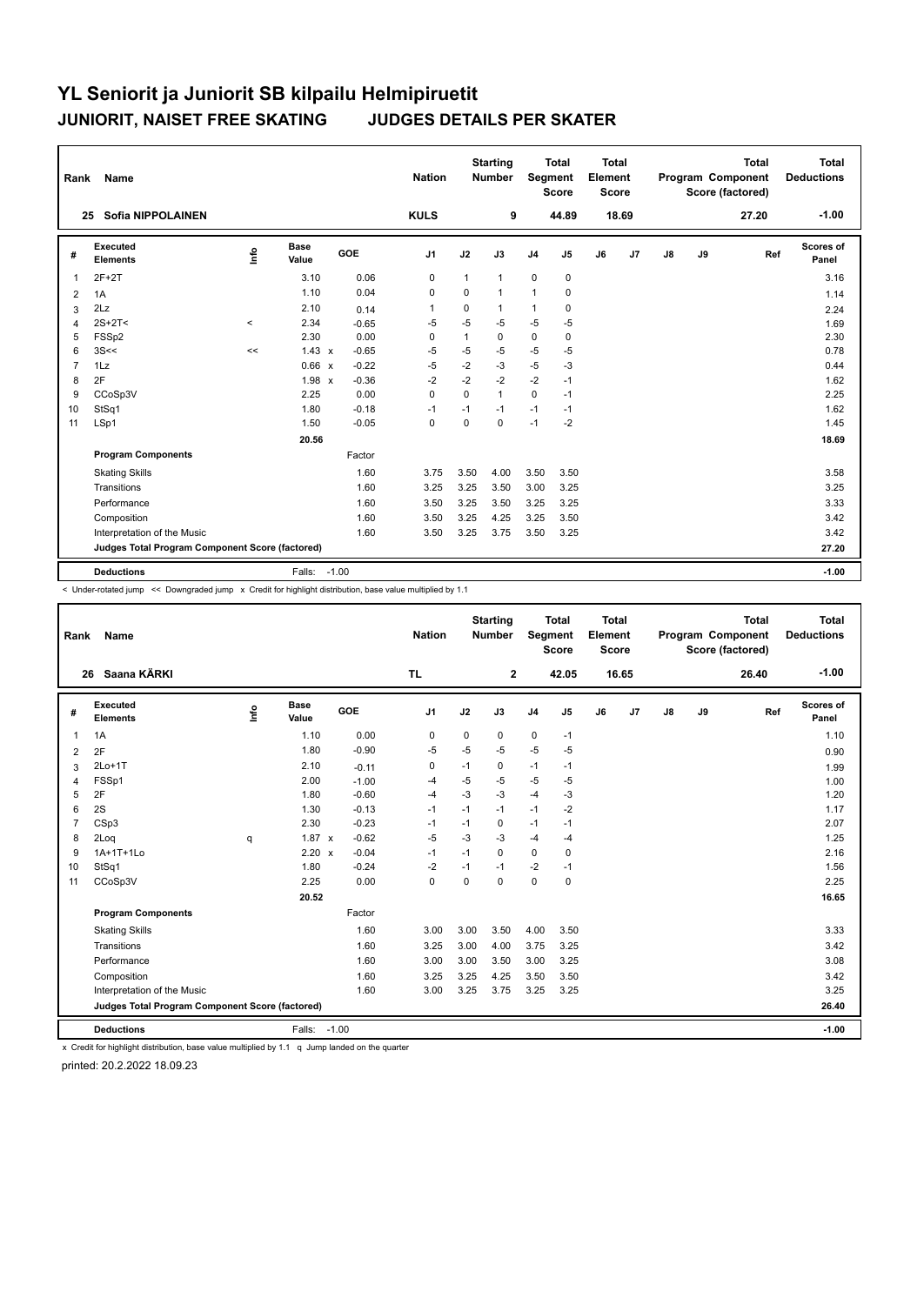# YL Seniorit ja Juniorit SB kilpailu Helmipiruetit

## JUNIORIT, NAISET FREE SKATING    JUDGES DETAILS PER SKATER

| Rank | Name | Nation | Starting Number | Total Segment Score | Total Element Score | Total Program Component Score (factored) | Total Deductions |
|---|---|---|---|---|---|---|---|
| 25 | Sofia NIPPOLAINEN | KULS | 9 | 44.89 | 18.69 | 27.20 | -1.00 |

| # | Executed Elements | Info | Base Value | | GOE | J1 | J2 | J3 | J4 | J5 | J6 | J7 | J8 | J9 | Ref | Scores of Panel |
|---|---|---|---|---|---|---|---|---|---|---|---|---|---|---|---|---|
| 1 | 2F+2T | | 3.10 | | 0.06 | 0 | 1 | 1 | 0 | 0 | | | | | | 3.16 |
| 2 | 1A | | 1.10 | | 0.04 | 0 | 0 | 1 | 1 | 0 | | | | | | 1.14 |
| 3 | 2Lz | | 2.10 | | 0.14 | 1 | 0 | 1 | 1 | 0 | | | | | | 2.24 |
| 4 | 2S+2T< | < | 2.34 | | -0.65 | -5 | -5 | -5 | -5 | -5 | | | | | | 1.69 |
| 5 | FSSp2 | | 2.30 | | 0.00 | 0 | 1 | 0 | 0 | 0 | | | | | | 2.30 |
| 6 | 3S<< | << | 1.43 | x | -0.65 | -5 | -5 | -5 | -5 | -5 | | | | | | 0.78 |
| 7 | 1Lz | | 0.66 | x | -0.22 | -5 | -2 | -3 | -5 | -3 | | | | | | 0.44 |
| 8 | 2F | | 1.98 | x | -0.36 | -2 | -2 | -2 | -2 | -1 | | | | | | 1.62 |
| 9 | CCoSp3V | | 2.25 | | 0.00 | 0 | 0 | 1 | 0 | -1 | | | | | | 2.25 |
| 10 | StSq1 | | 1.80 | | -0.18 | -1 | -1 | -1 | -1 | -1 | | | | | | 1.62 |
| 11 | LSp1 | | 1.50 | | -0.05 | 0 | 0 | 0 | -1 | -2 | | | | | | 1.45 |
| | | | 20.56 | | | | | | | | | | | | | 18.69 |
| | **Program Components** | | | | Factor | | | | | | | | | | | |
| | Skating Skills | | | | 1.60 | 3.75 | 3.50 | 4.00 | 3.50 | 3.50 | | | | | | 3.58 |
| | Transitions | | | | 1.60 | 3.25 | 3.25 | 3.50 | 3.00 | 3.25 | | | | | | 3.25 |
| | Performance | | | | 1.60 | 3.50 | 3.25 | 3.50 | 3.25 | 3.25 | | | | | | 3.33 |
| | Composition | | | | 1.60 | 3.50 | 3.25 | 4.25 | 3.25 | 3.50 | | | | | | 3.42 |
| | Interpretation of the Music | | | | 1.60 | 3.50 | 3.25 | 3.75 | 3.50 | 3.25 | | | | | | 3.42 |
| | **Judges Total Program Component Score (factored)** | | | | | | | | | | | | | | | 27.20 |
| | **Deductions** | | Falls: | | -1.00 | | | | | | | | | | | -1.00 |

< Under-rotated jump << Downgraded jump x Credit for highlight distribution, base value multiplied by 1.1

| Rank | Name | Nation | Starting Number | Total Segment Score | Total Element Score | Total Program Component Score (factored) | Total Deductions |
|---|---|---|---|---|---|---|---|
| 26 | Saana KÄRKI | TL | 2 | 42.05 | 16.65 | 26.40 | -1.00 |

| # | Executed Elements | Info | Base Value | | GOE | J1 | J2 | J3 | J4 | J5 | J6 | J7 | J8 | J9 | Ref | Scores of Panel |
|---|---|---|---|---|---|---|---|---|---|---|---|---|---|---|---|---|
| 1 | 1A | | 1.10 | | 0.00 | 0 | 0 | 0 | 0 | -1 | | | | | | 1.10 |
| 2 | 2F | | 1.80 | | -0.90 | -5 | -5 | -5 | -5 | -5 | | | | | | 0.90 |
| 3 | 2Lo+1T | | 2.10 | | -0.11 | 0 | -1 | 0 | -1 | -1 | | | | | | 1.99 |
| 4 | FSSp1 | | 2.00 | | -1.00 | -4 | -5 | -5 | -5 | -5 | | | | | | 1.00 |
| 5 | 2F | | 1.80 | | -0.60 | -4 | -3 | -3 | -4 | -3 | | | | | | 1.20 |
| 6 | 2S | | 1.30 | | -0.13 | -1 | -1 | -1 | -1 | -2 | | | | | | 1.17 |
| 7 | CSp3 | | 2.30 | | -0.23 | -1 | -1 | 0 | -1 | -1 | | | | | | 2.07 |
| 8 | 2Loq | q | 1.87 | x | -0.62 | -5 | -3 | -3 | -4 | -4 | | | | | | 1.25 |
| 9 | 1A+1T+1Lo | | 2.20 | x | -0.04 | -1 | -1 | 0 | 0 | 0 | | | | | | 2.16 |
| 10 | StSq1 | | 1.80 | | -0.24 | -2 | -1 | -1 | -2 | -1 | | | | | | 1.56 |
| 11 | CCoSp3V | | 2.25 | | 0.00 | 0 | 0 | 0 | 0 | 0 | | | | | | 2.25 |
| | | | 20.52 | | | | | | | | | | | | | 16.65 |
| | **Program Components** | | | | Factor | | | | | | | | | | | |
| | Skating Skills | | | | 1.60 | 3.00 | 3.00 | 3.50 | 4.00 | 3.50 | | | | | | 3.33 |
| | Transitions | | | | 1.60 | 3.25 | 3.00 | 4.00 | 3.75 | 3.25 | | | | | | 3.42 |
| | Performance | | | | 1.60 | 3.00 | 3.00 | 3.50 | 3.00 | 3.25 | | | | | | 3.08 |
| | Composition | | | | 1.60 | 3.25 | 3.25 | 4.25 | 3.50 | 3.50 | | | | | | 3.42 |
| | Interpretation of the Music | | | | 1.60 | 3.00 | 3.25 | 3.75 | 3.25 | 3.25 | | | | | | 3.25 |
| | **Judges Total Program Component Score (factored)** | | | | | | | | | | | | | | | 26.40 |
| | **Deductions** | | Falls: | | -1.00 | | | | | | | | | | | -1.00 |

x Credit for highlight distribution, base value multiplied by 1.1 q Jump landed on the quarter

printed: 20.2.2022 18.09.23